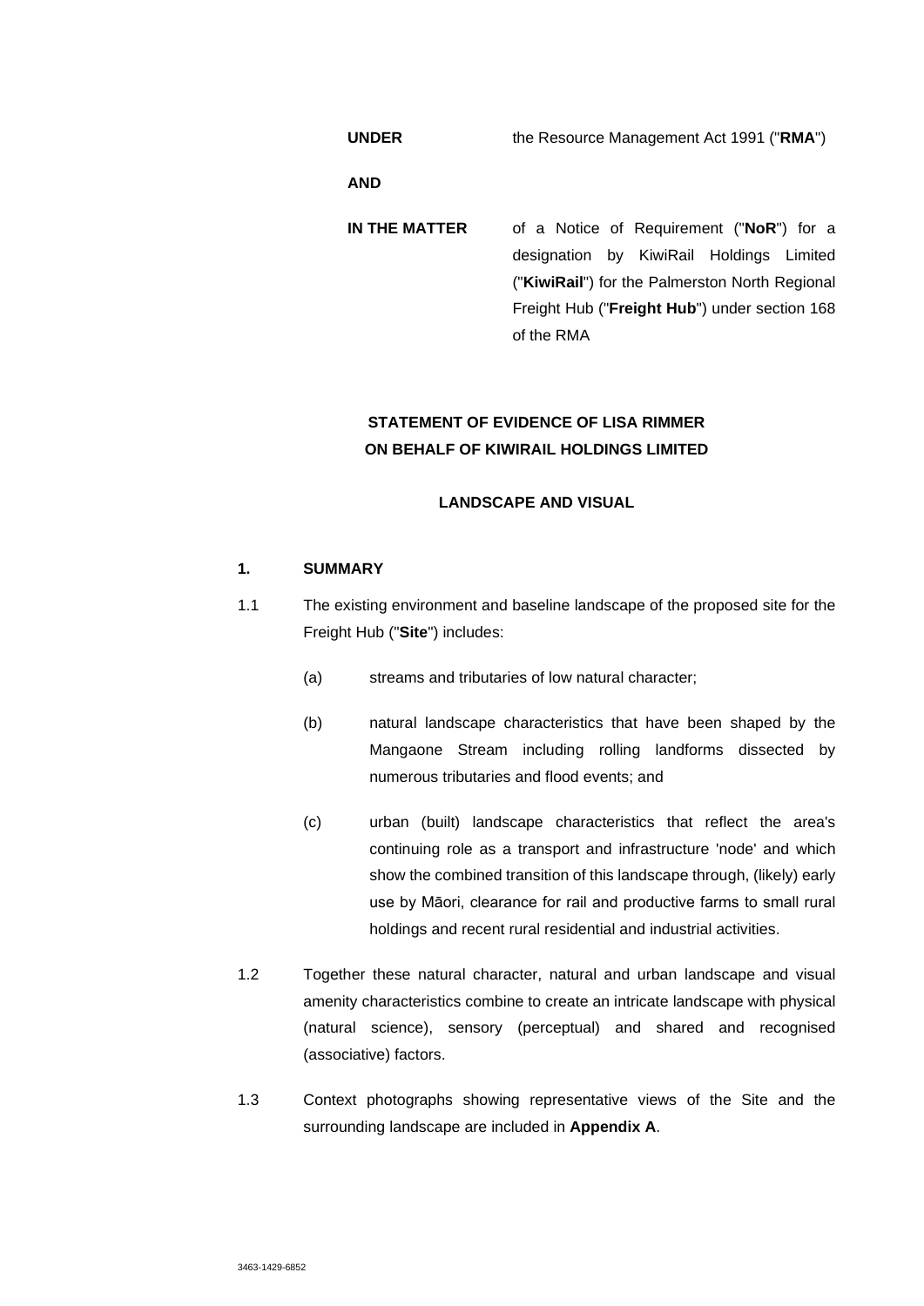| | |
|---|---|
| **UNDER** | the Resource Management Act 1991 ("**RMA**") |
| **AND** | |
| **IN THE MATTER** | of a Notice of Requirement ("**NoR**") for a designation by KiwiRail Holdings Limited ("**KiwiRail**") for the Palmerston North Regional Freight Hub ("**Freight Hub**") under section 168 of the RMA |

**STATEMENT OF EVIDENCE OF LISA RIMMER**
**ON BEHALF OF KIWIRAIL HOLDINGS LIMITED**

**LANDSCAPE AND VISUAL**

## 1. SUMMARY

1.1 The existing environment and baseline landscape of the proposed site for the Freight Hub ("**Site**") includes:

(a) streams and tributaries of low natural character;

(b) natural landscape characteristics that have been shaped by the Mangaone Stream including rolling landforms dissected by numerous tributaries and flood events; and

(c) urban (built) landscape characteristics that reflect the area's continuing role as a transport and infrastructure 'node' and which show the combined transition of this landscape through, (likely) early use by Māori, clearance for rail and productive farms to small rural holdings and recent rural residential and industrial activities.

1.2 Together these natural character, natural and urban landscape and visual amenity characteristics combine to create an intricate landscape with physical (natural science), sensory (perceptual) and shared and recognised (associative) factors.

1.3 Context photographs showing representative views of the Site and the surrounding landscape are included in **Appendix A**.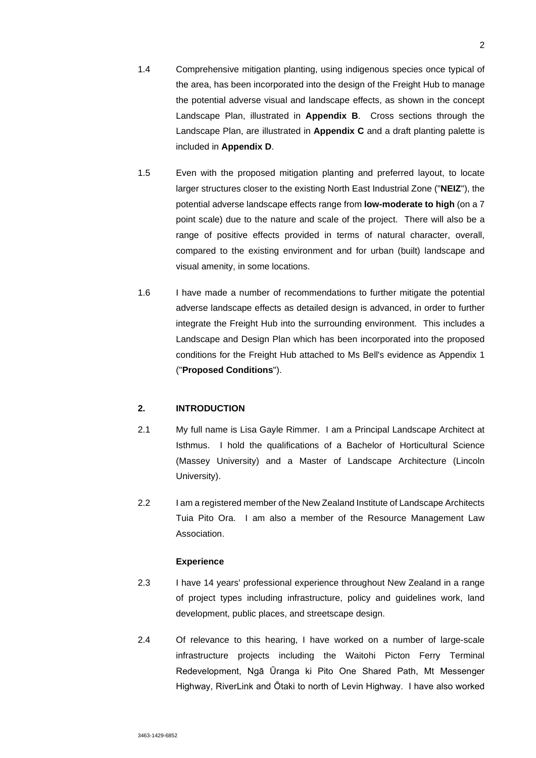1.4 Comprehensive mitigation planting, using indigenous species once typical of the area, has been incorporated into the design of the Freight Hub to manage the potential adverse visual and landscape effects, as shown in the concept Landscape Plan, illustrated in **Appendix B**. Cross sections through the Landscape Plan, are illustrated in **Appendix C** and a draft planting palette is included in **Appendix D**.

1.5 Even with the proposed mitigation planting and preferred layout, to locate larger structures closer to the existing North East Industrial Zone ("**NEIZ**"), the potential adverse landscape effects range from **low-moderate to high** (on a 7 point scale) due to the nature and scale of the project. There will also be a range of positive effects provided in terms of natural character, overall, compared to the existing environment and for urban (built) landscape and visual amenity, in some locations.

1.6 I have made a number of recommendations to further mitigate the potential adverse landscape effects as detailed design is advanced, in order to further integrate the Freight Hub into the surrounding environment. This includes a Landscape and Design Plan which has been incorporated into the proposed conditions for the Freight Hub attached to Ms Bell's evidence as Appendix 1 ("**Proposed Conditions**").

## 2. INTRODUCTION

2.1 My full name is Lisa Gayle Rimmer. I am a Principal Landscape Architect at Isthmus. I hold the qualifications of a Bachelor of Horticultural Science (Massey University) and a Master of Landscape Architecture (Lincoln University).

2.2 I am a registered member of the New Zealand Institute of Landscape Architects Tuia Pito Ora. I am also a member of the Resource Management Law Association.

### Experience

2.3 I have 14 years' professional experience throughout New Zealand in a range of project types including infrastructure, policy and guidelines work, land development, public places, and streetscape design.

2.4 Of relevance to this hearing, I have worked on a number of large-scale infrastructure projects including the Waitohi Picton Ferry Terminal Redevelopment, Ngā Ūranga ki Pito One Shared Path, Mt Messenger Highway, RiverLink and Ōtaki to north of Levin Highway. I have also worked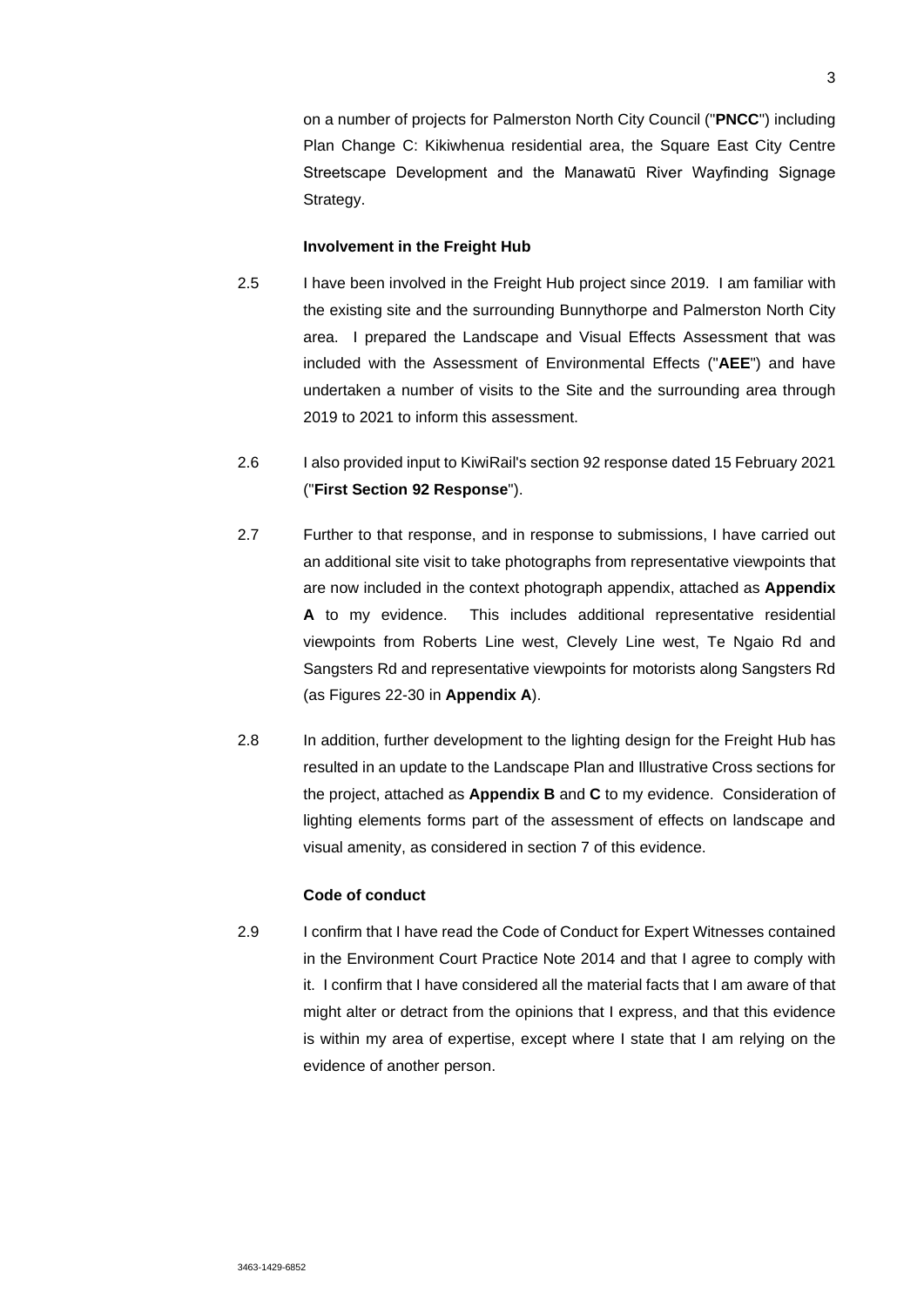on a number of projects for Palmerston North City Council ("**PNCC**") including Plan Change C: Kikiwhenua residential area, the Square East City Centre Streetscape Development and the Manawatū River Wayfinding Signage Strategy.

**Involvement in the Freight Hub**

2.5 I have been involved in the Freight Hub project since 2019. I am familiar with the existing site and the surrounding Bunnythorpe and Palmerston North City area. I prepared the Landscape and Visual Effects Assessment that was included with the Assessment of Environmental Effects ("**AEE**") and have undertaken a number of visits to the Site and the surrounding area through 2019 to 2021 to inform this assessment.

2.6 I also provided input to KiwiRail's section 92 response dated 15 February 2021 ("**First Section 92 Response**").

2.7 Further to that response, and in response to submissions, I have carried out an additional site visit to take photographs from representative viewpoints that are now included in the context photograph appendix, attached as **Appendix A** to my evidence. This includes additional representative residential viewpoints from Roberts Line west, Clevely Line west, Te Ngaio Rd and Sangsters Rd and representative viewpoints for motorists along Sangsters Rd (as Figures 22-30 in **Appendix A**).

2.8 In addition, further development to the lighting design for the Freight Hub has resulted in an update to the Landscape Plan and Illustrative Cross sections for the project, attached as **Appendix B** and **C** to my evidence. Consideration of lighting elements forms part of the assessment of effects on landscape and visual amenity, as considered in section 7 of this evidence.

**Code of conduct**

2.9 I confirm that I have read the Code of Conduct for Expert Witnesses contained in the Environment Court Practice Note 2014 and that I agree to comply with it. I confirm that I have considered all the material facts that I am aware of that might alter or detract from the opinions that I express, and that this evidence is within my area of expertise, except where I state that I am relying on the evidence of another person.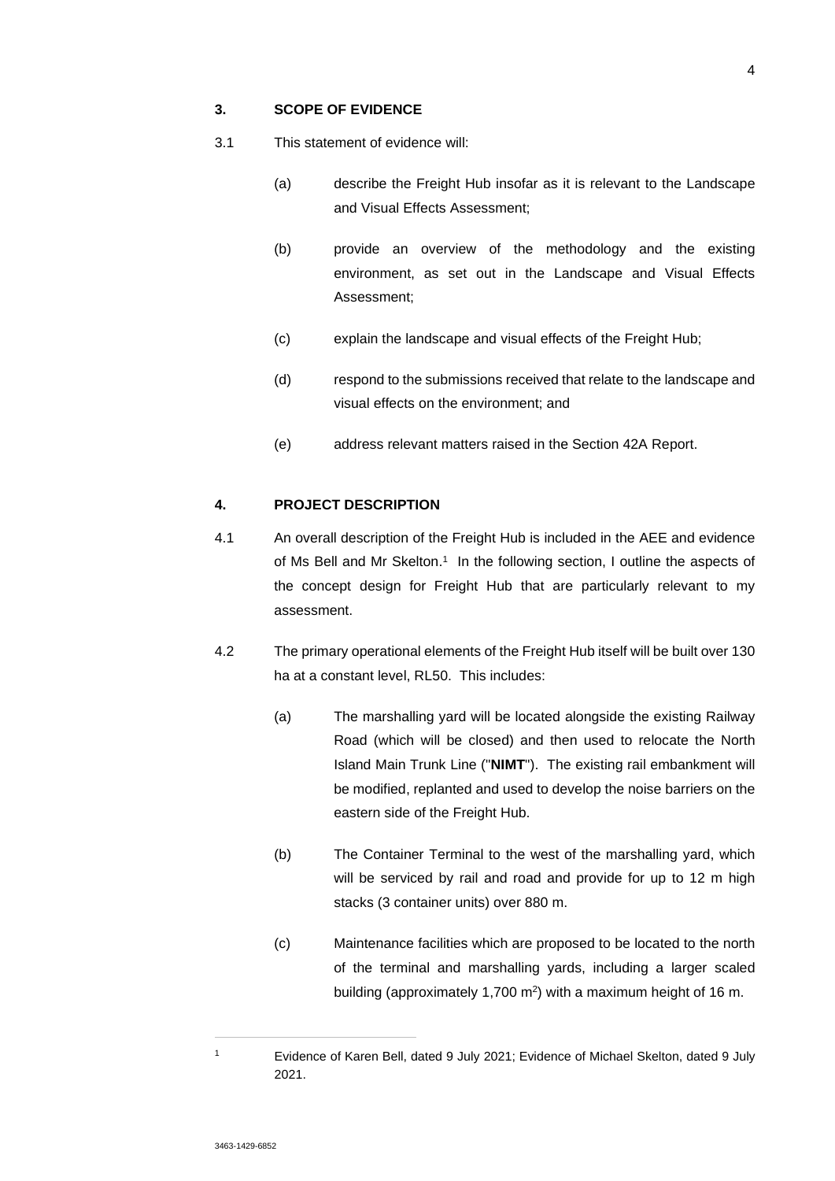## 3. SCOPE OF EVIDENCE

3.1 This statement of evidence will:

(a) describe the Freight Hub insofar as it is relevant to the Landscape and Visual Effects Assessment;

(b) provide an overview of the methodology and the existing environment, as set out in the Landscape and Visual Effects Assessment;

(c) explain the landscape and visual effects of the Freight Hub;

(d) respond to the submissions received that relate to the landscape and visual effects on the environment; and

(e) address relevant matters raised in the Section 42A Report.

## 4. PROJECT DESCRIPTION

4.1 An overall description of the Freight Hub is included in the AEE and evidence of Ms Bell and Mr Skelton.[1] In the following section, I outline the aspects of the concept design for Freight Hub that are particularly relevant to my assessment.

4.2 The primary operational elements of the Freight Hub itself will be built over 130 ha at a constant level, RL50. This includes:

(a) The marshalling yard will be located alongside the existing Railway Road (which will be closed) and then used to relocate the North Island Main Trunk Line ("**NIMT**"). The existing rail embankment will be modified, replanted and used to develop the noise barriers on the eastern side of the Freight Hub.

(b) The Container Terminal to the west of the marshalling yard, which will be serviced by rail and road and provide for up to 12 m high stacks (3 container units) over 880 m.

(c) Maintenance facilities which are proposed to be located to the north of the terminal and marshalling yards, including a larger scaled building (approximately 1,700 $m^2$) with a maximum height of 16 m.

---

[1] Evidence of Karen Bell, dated 9 July 2021; Evidence of Michael Skelton, dated 9 July 2021.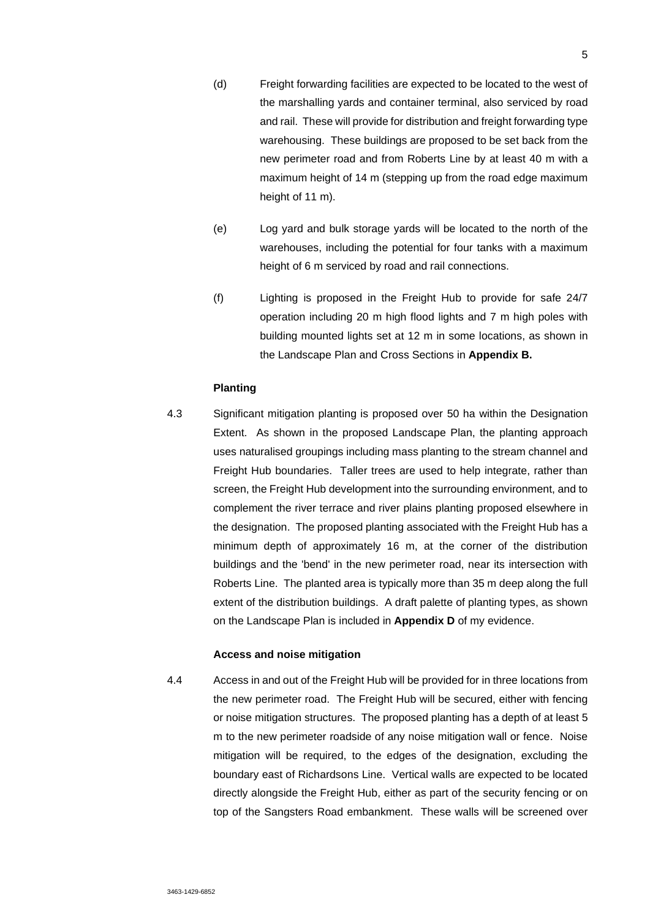(d) Freight forwarding facilities are expected to be located to the west of the marshalling yards and container terminal, also serviced by road and rail. These will provide for distribution and freight forwarding type warehousing. These buildings are proposed to be set back from the new perimeter road and from Roberts Line by at least 40 m with a maximum height of 14 m (stepping up from the road edge maximum height of 11 m).

(e) Log yard and bulk storage yards will be located to the north of the warehouses, including the potential for four tanks with a maximum height of 6 m serviced by road and rail connections.

(f) Lighting is proposed in the Freight Hub to provide for safe 24/7 operation including 20 m high flood lights and 7 m high poles with building mounted lights set at 12 m in some locations, as shown in the Landscape Plan and Cross Sections in **Appendix B.**

**Planting**

4.3 Significant mitigation planting is proposed over 50 ha within the Designation Extent. As shown in the proposed Landscape Plan, the planting approach uses naturalised groupings including mass planting to the stream channel and Freight Hub boundaries. Taller trees are used to help integrate, rather than screen, the Freight Hub development into the surrounding environment, and to complement the river terrace and river plains planting proposed elsewhere in the designation. The proposed planting associated with the Freight Hub has a minimum depth of approximately 16 m, at the corner of the distribution buildings and the 'bend' in the new perimeter road, near its intersection with Roberts Line. The planted area is typically more than 35 m deep along the full extent of the distribution buildings. A draft palette of planting types, as shown on the Landscape Plan is included in **Appendix D** of my evidence.

**Access and noise mitigation**

4.4 Access in and out of the Freight Hub will be provided for in three locations from the new perimeter road. The Freight Hub will be secured, either with fencing or noise mitigation structures. The proposed planting has a depth of at least 5 m to the new perimeter roadside of any noise mitigation wall or fence. Noise mitigation will be required, to the edges of the designation, excluding the boundary east of Richardsons Line. Vertical walls are expected to be located directly alongside the Freight Hub, either as part of the security fencing or on top of the Sangsters Road embankment. These walls will be screened over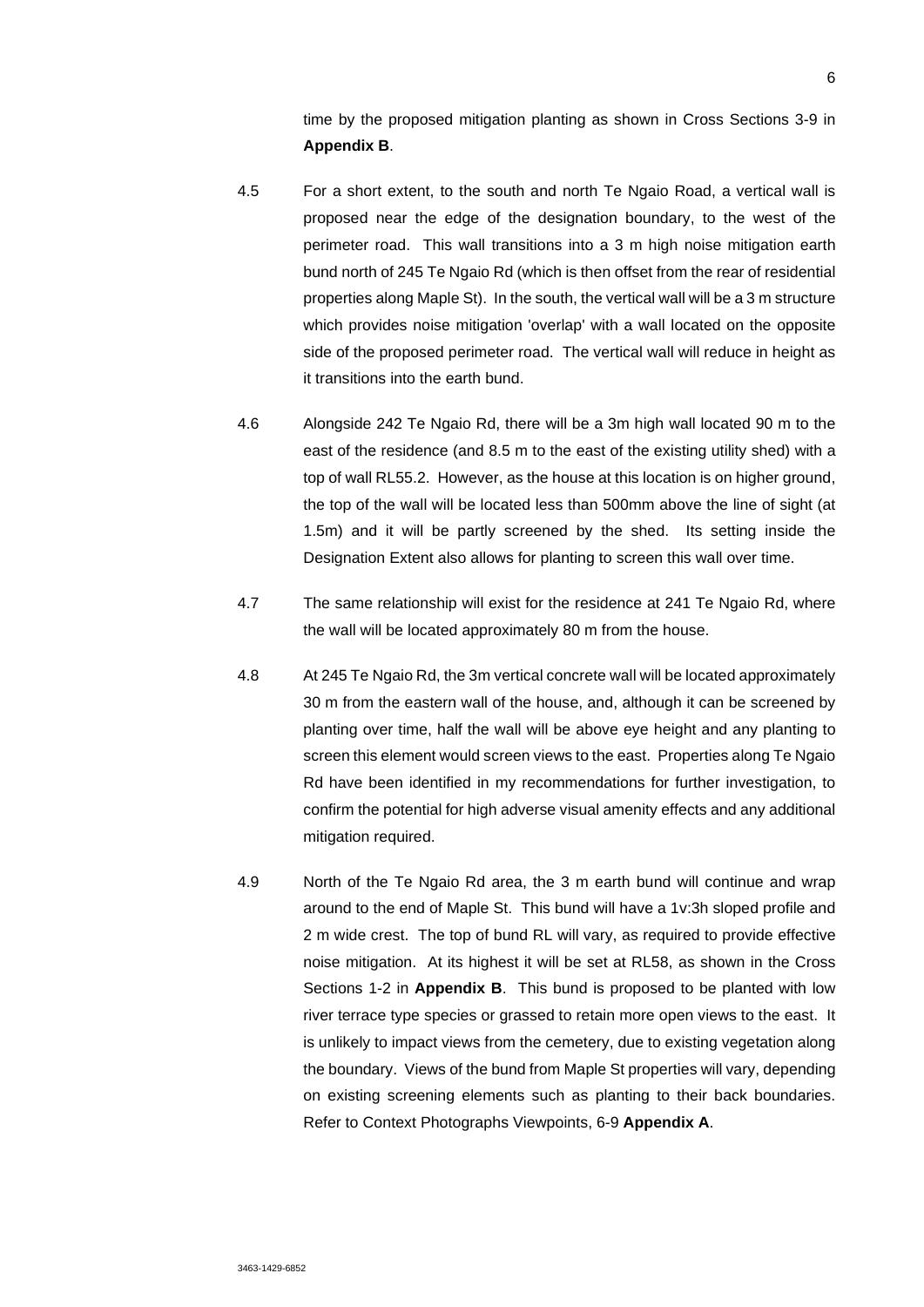time by the proposed mitigation planting as shown in Cross Sections 3-9 in **Appendix B**.

4.5 For a short extent, to the south and north Te Ngaio Road, a vertical wall is proposed near the edge of the designation boundary, to the west of the perimeter road. This wall transitions into a 3 m high noise mitigation earth bund north of 245 Te Ngaio Rd (which is then offset from the rear of residential properties along Maple St). In the south, the vertical wall will be a 3 m structure which provides noise mitigation 'overlap' with a wall located on the opposite side of the proposed perimeter road. The vertical wall will reduce in height as it transitions into the earth bund.

4.6 Alongside 242 Te Ngaio Rd, there will be a 3m high wall located 90 m to the east of the residence (and 8.5 m to the east of the existing utility shed) with a top of wall RL55.2. However, as the house at this location is on higher ground, the top of the wall will be located less than 500mm above the line of sight (at 1.5m) and it will be partly screened by the shed. Its setting inside the Designation Extent also allows for planting to screen this wall over time.

4.7 The same relationship will exist for the residence at 241 Te Ngaio Rd, where the wall will be located approximately 80 m from the house.

4.8 At 245 Te Ngaio Rd, the 3m vertical concrete wall will be located approximately 30 m from the eastern wall of the house, and, although it can be screened by planting over time, half the wall will be above eye height and any planting to screen this element would screen views to the east. Properties along Te Ngaio Rd have been identified in my recommendations for further investigation, to confirm the potential for high adverse visual amenity effects and any additional mitigation required.

4.9 North of the Te Ngaio Rd area, the 3 m earth bund will continue and wrap around to the end of Maple St. This bund will have a 1v:3h sloped profile and 2 m wide crest. The top of bund RL will vary, as required to provide effective noise mitigation. At its highest it will be set at RL58, as shown in the Cross Sections 1-2 in **Appendix B**. This bund is proposed to be planted with low river terrace type species or grassed to retain more open views to the east. It is unlikely to impact views from the cemetery, due to existing vegetation along the boundary. Views of the bund from Maple St properties will vary, depending on existing screening elements such as planting to their back boundaries. Refer to Context Photographs Viewpoints, 6-9 **Appendix A**.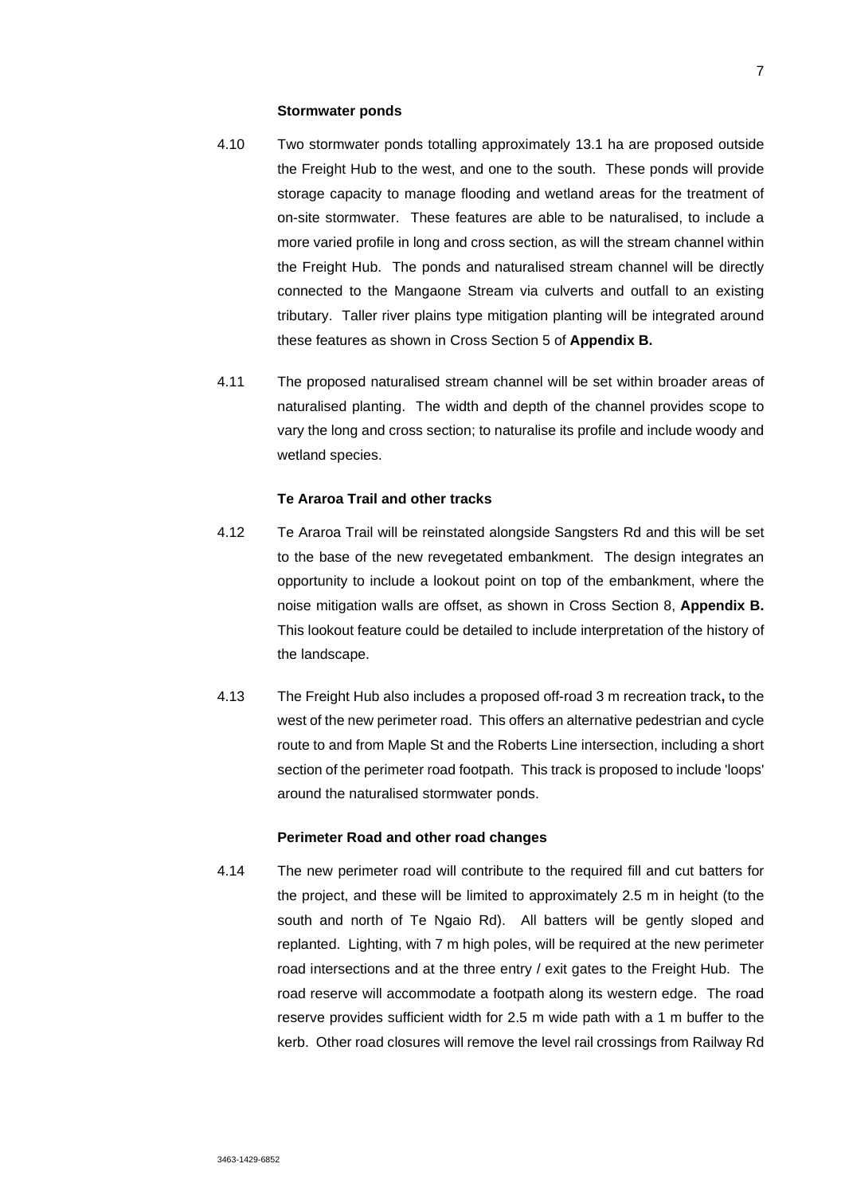**Stormwater ponds**

4.10 Two stormwater ponds totalling approximately 13.1 ha are proposed outside the Freight Hub to the west, and one to the south. These ponds will provide storage capacity to manage flooding and wetland areas for the treatment of on-site stormwater. These features are able to be naturalised, to include a more varied profile in long and cross section, as will the stream channel within the Freight Hub. The ponds and naturalised stream channel will be directly connected to the Mangaone Stream via culverts and outfall to an existing tributary. Taller river plains type mitigation planting will be integrated around these features as shown in Cross Section 5 of **Appendix B.**

4.11 The proposed naturalised stream channel will be set within broader areas of naturalised planting. The width and depth of the channel provides scope to vary the long and cross section; to naturalise its profile and include woody and wetland species.

**Te Araroa Trail and other tracks**

4.12 Te Araroa Trail will be reinstated alongside Sangsters Rd and this will be set to the base of the new revegetated embankment. The design integrates an opportunity to include a lookout point on top of the embankment, where the noise mitigation walls are offset, as shown in Cross Section 8, **Appendix B.** This lookout feature could be detailed to include interpretation of the history of the landscape.

4.13 The Freight Hub also includes a proposed off-road 3 m recreation track**,** to the west of the new perimeter road. This offers an alternative pedestrian and cycle route to and from Maple St and the Roberts Line intersection, including a short section of the perimeter road footpath. This track is proposed to include 'loops' around the naturalised stormwater ponds.

**Perimeter Road and other road changes**

4.14 The new perimeter road will contribute to the required fill and cut batters for the project, and these will be limited to approximately 2.5 m in height (to the south and north of Te Ngaio Rd). All batters will be gently sloped and replanted. Lighting, with 7 m high poles, will be required at the new perimeter road intersections and at the three entry / exit gates to the Freight Hub. The road reserve will accommodate a footpath along its western edge. The road reserve provides sufficient width for 2.5 m wide path with a 1 m buffer to the kerb. Other road closures will remove the level rail crossings from Railway Rd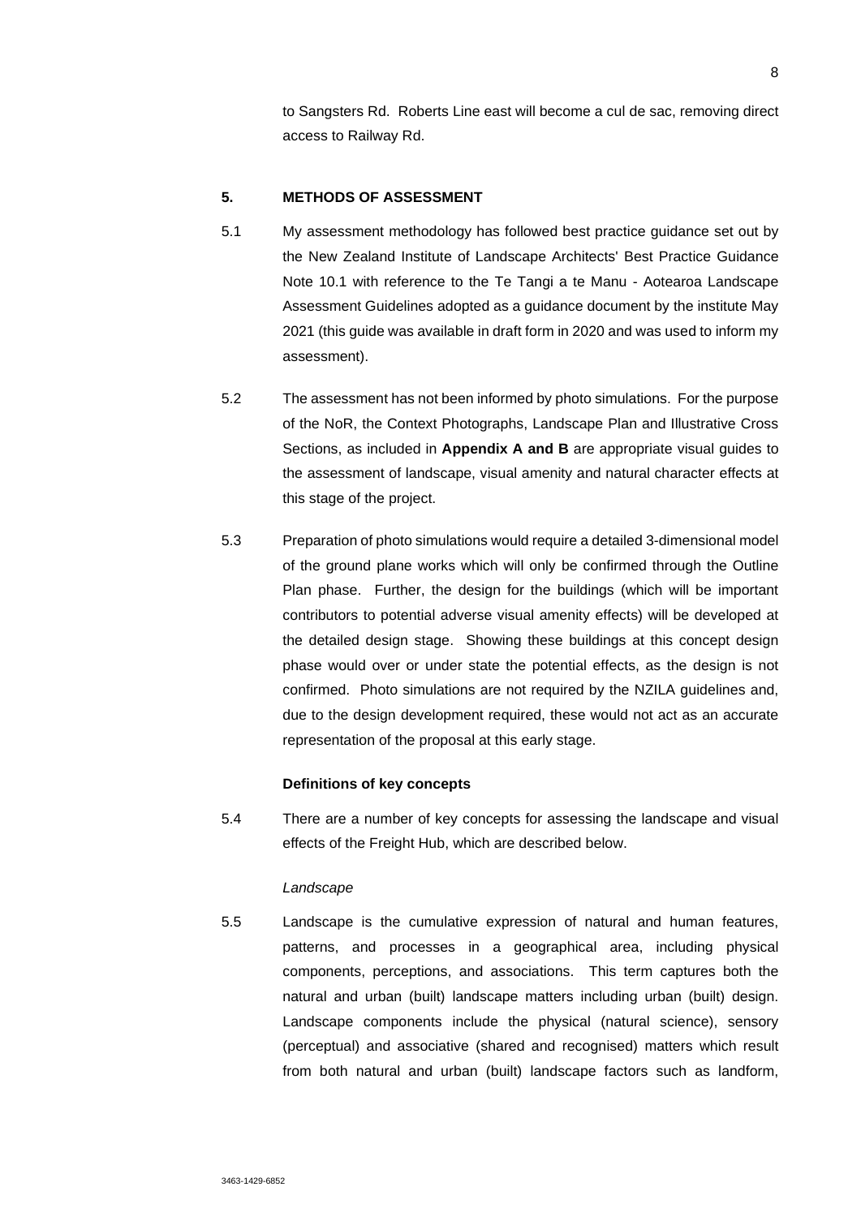to Sangsters Rd. Roberts Line east will become a cul de sac, removing direct access to Railway Rd.

## 5. METHODS OF ASSESSMENT

5.1 My assessment methodology has followed best practice guidance set out by the New Zealand Institute of Landscape Architects' Best Practice Guidance Note 10.1 with reference to the Te Tangi a te Manu - Aotearoa Landscape Assessment Guidelines adopted as a guidance document by the institute May 2021 (this guide was available in draft form in 2020 and was used to inform my assessment).

5.2 The assessment has not been informed by photo simulations. For the purpose of the NoR, the Context Photographs, Landscape Plan and Illustrative Cross Sections, as included in **Appendix A and B** are appropriate visual guides to the assessment of landscape, visual amenity and natural character effects at this stage of the project.

5.3 Preparation of photo simulations would require a detailed 3-dimensional model of the ground plane works which will only be confirmed through the Outline Plan phase. Further, the design for the buildings (which will be important contributors to potential adverse visual amenity effects) will be developed at the detailed design stage. Showing these buildings at this concept design phase would over or under state the potential effects, as the design is not confirmed. Photo simulations are not required by the NZILA guidelines and, due to the design development required, these would not act as an accurate representation of the proposal at this early stage.

### Definitions of key concepts

5.4 There are a number of key concepts for assessing the landscape and visual effects of the Freight Hub, which are described below.

*Landscape*

5.5 Landscape is the cumulative expression of natural and human features, patterns, and processes in a geographical area, including physical components, perceptions, and associations. This term captures both the natural and urban (built) landscape matters including urban (built) design. Landscape components include the physical (natural science), sensory (perceptual) and associative (shared and recognised) matters which result from both natural and urban (built) landscape factors such as landform,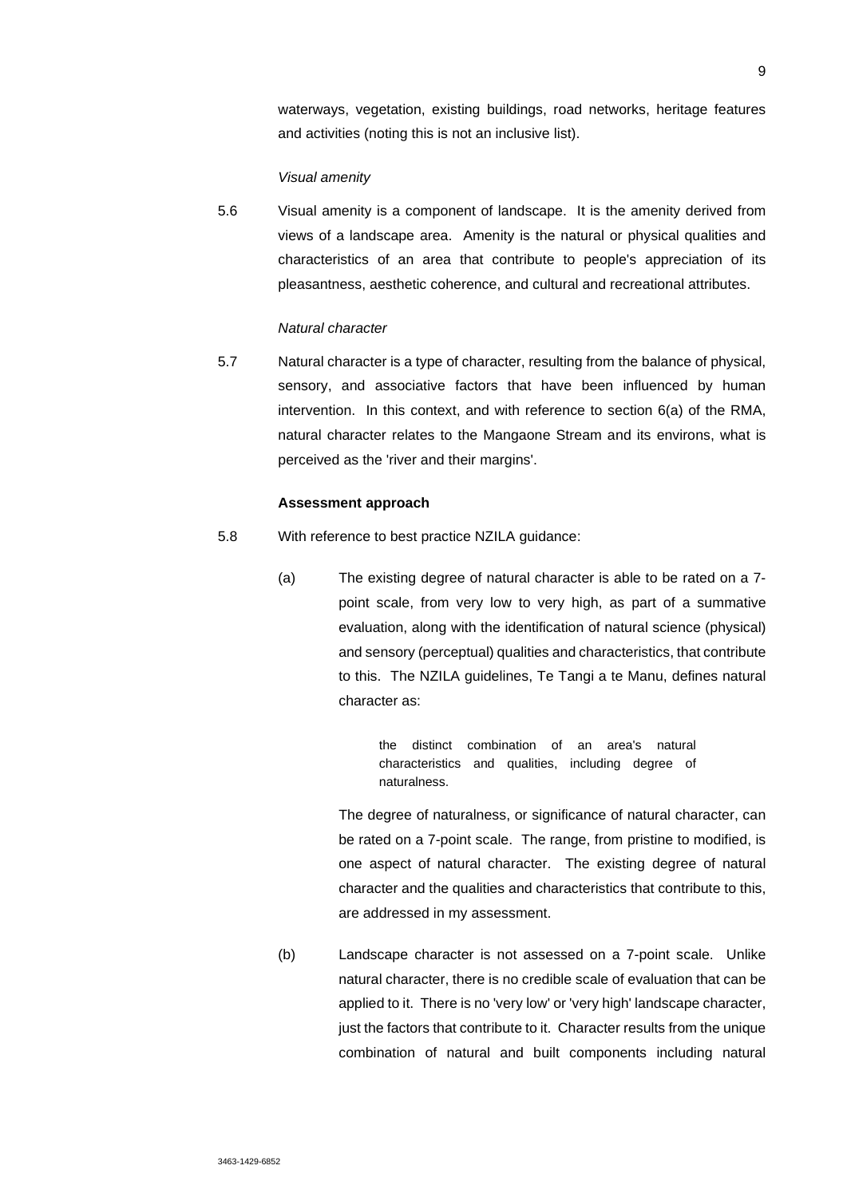waterways, vegetation, existing buildings, road networks, heritage features and activities (noting this is not an inclusive list).

*Visual amenity*

5.6 Visual amenity is a component of landscape. It is the amenity derived from views of a landscape area. Amenity is the natural or physical qualities and characteristics of an area that contribute to people's appreciation of its pleasantness, aesthetic coherence, and cultural and recreational attributes.

*Natural character*

5.7 Natural character is a type of character, resulting from the balance of physical, sensory, and associative factors that have been influenced by human intervention. In this context, and with reference to section 6(a) of the RMA, natural character relates to the Mangaone Stream and its environs, what is perceived as the 'river and their margins'.

**Assessment approach**

5.8 With reference to best practice NZILA guidance:

(a) The existing degree of natural character is able to be rated on a 7-point scale, from very low to very high, as part of a summative evaluation, along with the identification of natural science (physical) and sensory (perceptual) qualities and characteristics, that contribute to this. The NZILA guidelines, Te Tangi a te Manu, defines natural character as:

> the distinct combination of an area's natural characteristics and qualities, including degree of naturalness.

The degree of naturalness, or significance of natural character, can be rated on a 7-point scale. The range, from pristine to modified, is one aspect of natural character. The existing degree of natural character and the qualities and characteristics that contribute to this, are addressed in my assessment.

(b) Landscape character is not assessed on a 7-point scale. Unlike natural character, there is no credible scale of evaluation that can be applied to it. There is no 'very low' or 'very high' landscape character, just the factors that contribute to it. Character results from the unique combination of natural and built components including natural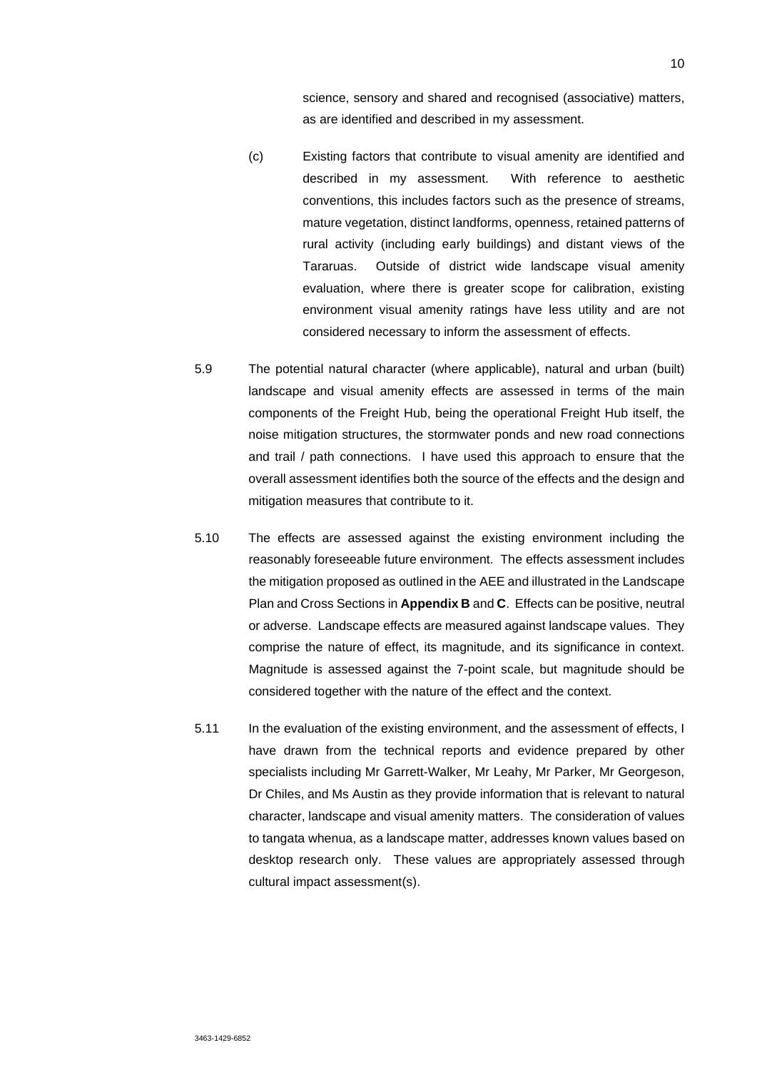science, sensory and shared and recognised (associative) matters, as are identified and described in my assessment.

(c) Existing factors that contribute to visual amenity are identified and described in my assessment. With reference to aesthetic conventions, this includes factors such as the presence of streams, mature vegetation, distinct landforms, openness, retained patterns of rural activity (including early buildings) and distant views of the Tararuas. Outside of district wide landscape visual amenity evaluation, where there is greater scope for calibration, existing environment visual amenity ratings have less utility and are not considered necessary to inform the assessment of effects.

5.9 The potential natural character (where applicable), natural and urban (built) landscape and visual amenity effects are assessed in terms of the main components of the Freight Hub, being the operational Freight Hub itself, the noise mitigation structures, the stormwater ponds and new road connections and trail / path connections. I have used this approach to ensure that the overall assessment identifies both the source of the effects and the design and mitigation measures that contribute to it.

5.10 The effects are assessed against the existing environment including the reasonably foreseeable future environment. The effects assessment includes the mitigation proposed as outlined in the AEE and illustrated in the Landscape Plan and Cross Sections in **Appendix B** and **C**. Effects can be positive, neutral or adverse. Landscape effects are measured against landscape values. They comprise the nature of effect, its magnitude, and its significance in context. Magnitude is assessed against the 7-point scale, but magnitude should be considered together with the nature of the effect and the context.

5.11 In the evaluation of the existing environment, and the assessment of effects, I have drawn from the technical reports and evidence prepared by other specialists including Mr Garrett-Walker, Mr Leahy, Mr Parker, Mr Georgeson, Dr Chiles, and Ms Austin as they provide information that is relevant to natural character, landscape and visual amenity matters. The consideration of values to tangata whenua, as a landscape matter, addresses known values based on desktop research only. These values are appropriately assessed through cultural impact assessment(s).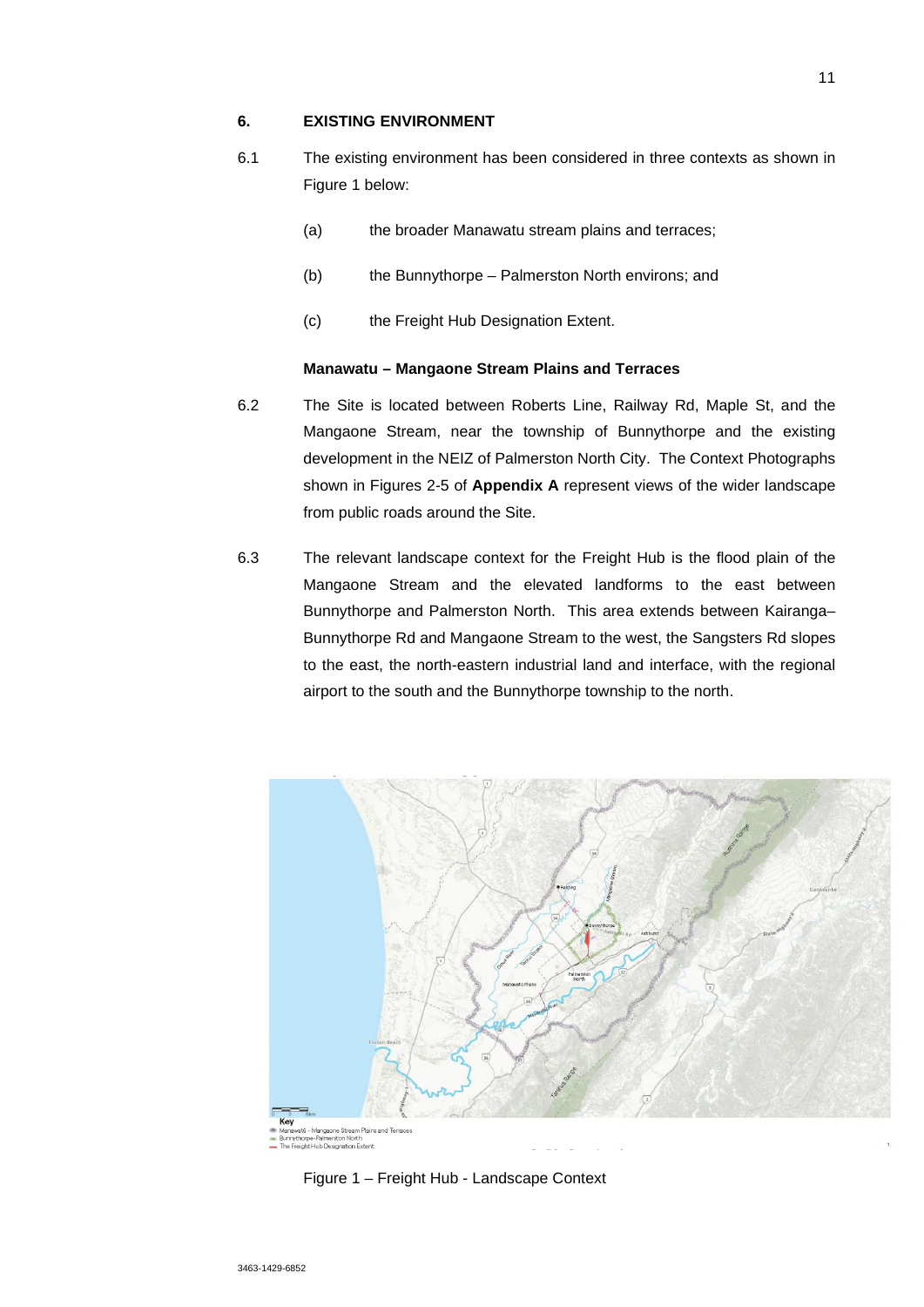## 6. EXISTING ENVIRONMENT

6.1 The existing environment has been considered in three contexts as shown in Figure 1 below:

(a) the broader Manawatu stream plains and terraces;

(b) the Bunnythorpe – Palmerston North environs; and

(c) the Freight Hub Designation Extent.

### Manawatu – Mangaone Stream Plains and Terraces

6.2 The Site is located between Roberts Line, Railway Rd, Maple St, and the Mangaone Stream, near the township of Bunnythorpe and the existing development in the NEIZ of Palmerston North City. The Context Photographs shown in Figures 2-5 of **Appendix A** represent views of the wider landscape from public roads around the Site.

6.3 The relevant landscape context for the Freight Hub is the flood plain of the Mangaone Stream and the elevated landforms to the east between Bunnythorpe and Palmerston North. This area extends between Kairanga–Bunnythorpe Rd and Mangaone Stream to the west, the Sangsters Rd slopes to the east, the north-eastern industrial land and interface, with the regional airport to the south and the Bunnythorpe township to the north.

Figure 1 – Freight Hub - Landscape Context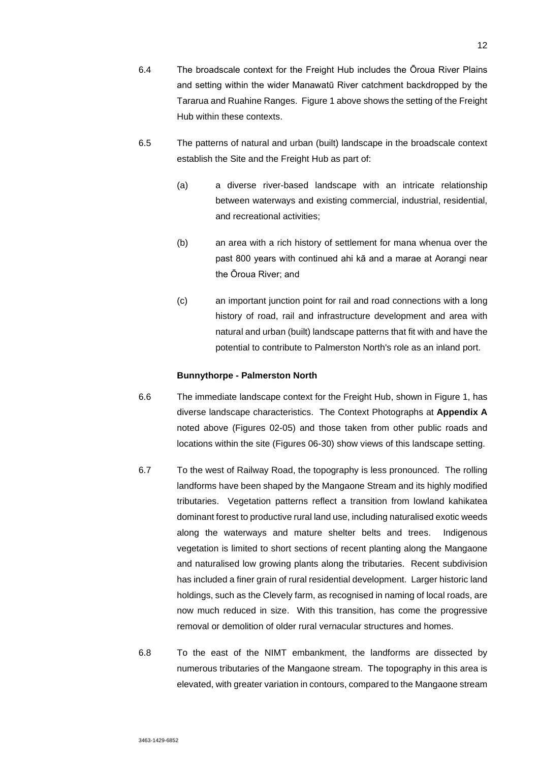6.4 The broadscale context for the Freight Hub includes the Ōroua River Plains and setting within the wider Manawatū River catchment backdropped by the Tararua and Ruahine Ranges. Figure 1 above shows the setting of the Freight Hub within these contexts.

6.5 The patterns of natural and urban (built) landscape in the broadscale context establish the Site and the Freight Hub as part of:

(a) a diverse river-based landscape with an intricate relationship between waterways and existing commercial, industrial, residential, and recreational activities;

(b) an area with a rich history of settlement for mana whenua over the past 800 years with continued ahi kā and a marae at Aorangi near the Ōroua River; and

(c) an important junction point for rail and road connections with a long history of road, rail and infrastructure development and area with natural and urban (built) landscape patterns that fit with and have the potential to contribute to Palmerston North's role as an inland port.

**Bunnythorpe - Palmerston North**

6.6 The immediate landscape context for the Freight Hub, shown in Figure 1, has diverse landscape characteristics. The Context Photographs at **Appendix A** noted above (Figures 02-05) and those taken from other public roads and locations within the site (Figures 06-30) show views of this landscape setting.

6.7 To the west of Railway Road, the topography is less pronounced. The rolling landforms have been shaped by the Mangaone Stream and its highly modified tributaries. Vegetation patterns reflect a transition from lowland kahikatea dominant forest to productive rural land use, including naturalised exotic weeds along the waterways and mature shelter belts and trees. Indigenous vegetation is limited to short sections of recent planting along the Mangaone and naturalised low growing plants along the tributaries. Recent subdivision has included a finer grain of rural residential development. Larger historic land holdings, such as the Clevely farm, as recognised in naming of local roads, are now much reduced in size. With this transition, has come the progressive removal or demolition of older rural vernacular structures and homes.

6.8 To the east of the NIMT embankment, the landforms are dissected by numerous tributaries of the Mangaone stream. The topography in this area is elevated, with greater variation in contours, compared to the Mangaone stream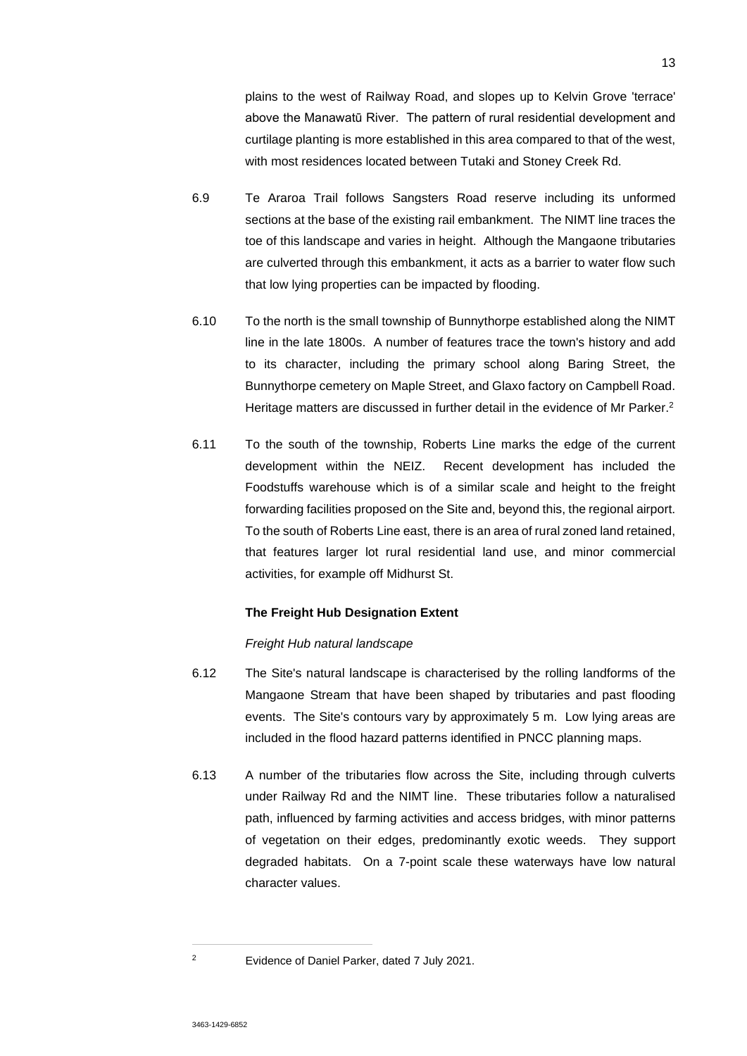plains to the west of Railway Road, and slopes up to Kelvin Grove 'terrace' above the Manawatū River. The pattern of rural residential development and curtilage planting is more established in this area compared to that of the west, with most residences located between Tutaki and Stoney Creek Rd.

6.9 Te Araroa Trail follows Sangsters Road reserve including its unformed sections at the base of the existing rail embankment. The NIMT line traces the toe of this landscape and varies in height. Although the Mangaone tributaries are culverted through this embankment, it acts as a barrier to water flow such that low lying properties can be impacted by flooding.

6.10 To the north is the small township of Bunnythorpe established along the NIMT line in the late 1800s. A number of features trace the town's history and add to its character, including the primary school along Baring Street, the Bunnythorpe cemetery on Maple Street, and Glaxo factory on Campbell Road. Heritage matters are discussed in further detail in the evidence of Mr Parker.[2]

6.11 To the south of the township, Roberts Line marks the edge of the current development within the NEIZ. Recent development has included the Foodstuffs warehouse which is of a similar scale and height to the freight forwarding facilities proposed on the Site and, beyond this, the regional airport. To the south of Roberts Line east, there is an area of rural zoned land retained, that features larger lot rural residential land use, and minor commercial activities, for example off Midhurst St.

**The Freight Hub Designation Extent**

*Freight Hub natural landscape*

6.12 The Site's natural landscape is characterised by the rolling landforms of the Mangaone Stream that have been shaped by tributaries and past flooding events. The Site's contours vary by approximately 5 m. Low lying areas are included in the flood hazard patterns identified in PNCC planning maps.

6.13 A number of the tributaries flow across the Site, including through culverts under Railway Rd and the NIMT line. These tributaries follow a naturalised path, influenced by farming activities and access bridges, with minor patterns of vegetation on their edges, predominantly exotic weeds. They support degraded habitats. On a 7-point scale these waterways have low natural character values.

---

[2] Evidence of Daniel Parker, dated 7 July 2021.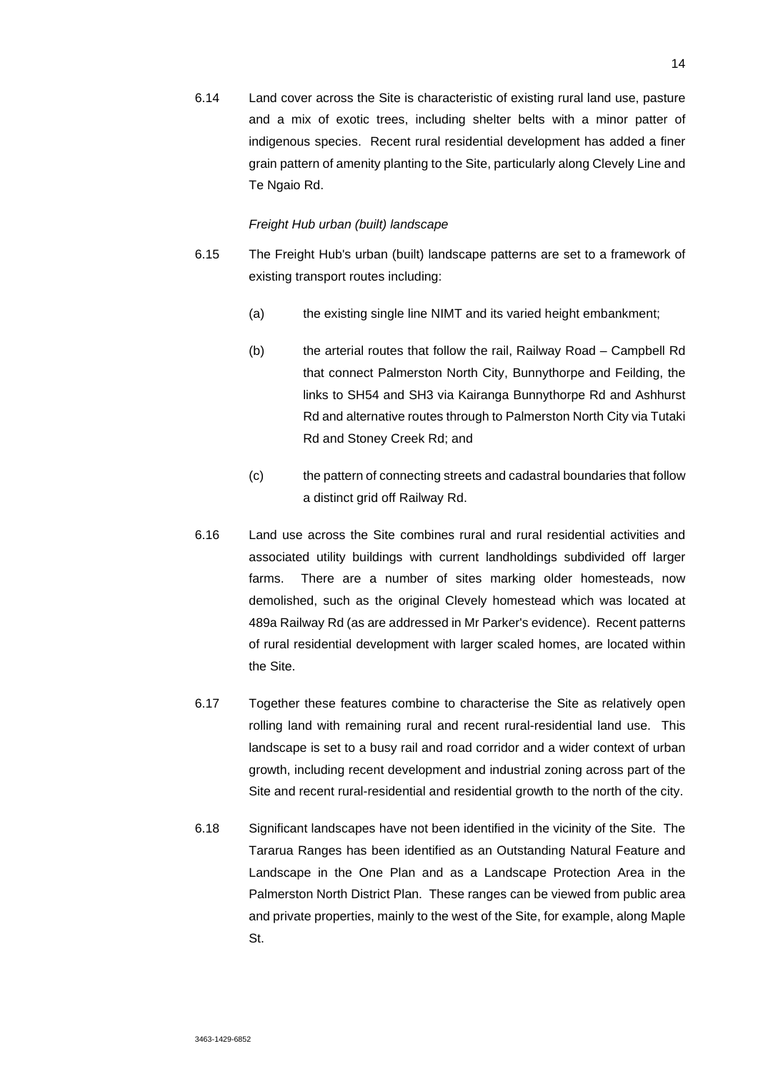6.14 Land cover across the Site is characteristic of existing rural land use, pasture and a mix of exotic trees, including shelter belts with a minor patter of indigenous species. Recent rural residential development has added a finer grain pattern of amenity planting to the Site, particularly along Clevely Line and Te Ngaio Rd.

*Freight Hub urban (built) landscape*

6.15 The Freight Hub's urban (built) landscape patterns are set to a framework of existing transport routes including:

(a) the existing single line NIMT and its varied height embankment;

(b) the arterial routes that follow the rail, Railway Road – Campbell Rd that connect Palmerston North City, Bunnythorpe and Feilding, the links to SH54 and SH3 via Kairanga Bunnythorpe Rd and Ashhurst Rd and alternative routes through to Palmerston North City via Tutaki Rd and Stoney Creek Rd; and

(c) the pattern of connecting streets and cadastral boundaries that follow a distinct grid off Railway Rd.

6.16 Land use across the Site combines rural and rural residential activities and associated utility buildings with current landholdings subdivided off larger farms. There are a number of sites marking older homesteads, now demolished, such as the original Clevely homestead which was located at 489a Railway Rd (as are addressed in Mr Parker's evidence). Recent patterns of rural residential development with larger scaled homes, are located within the Site.

6.17 Together these features combine to characterise the Site as relatively open rolling land with remaining rural and recent rural-residential land use. This landscape is set to a busy rail and road corridor and a wider context of urban growth, including recent development and industrial zoning across part of the Site and recent rural-residential and residential growth to the north of the city.

6.18 Significant landscapes have not been identified in the vicinity of the Site. The Tararua Ranges has been identified as an Outstanding Natural Feature and Landscape in the One Plan and as a Landscape Protection Area in the Palmerston North District Plan. These ranges can be viewed from public area and private properties, mainly to the west of the Site, for example, along Maple St.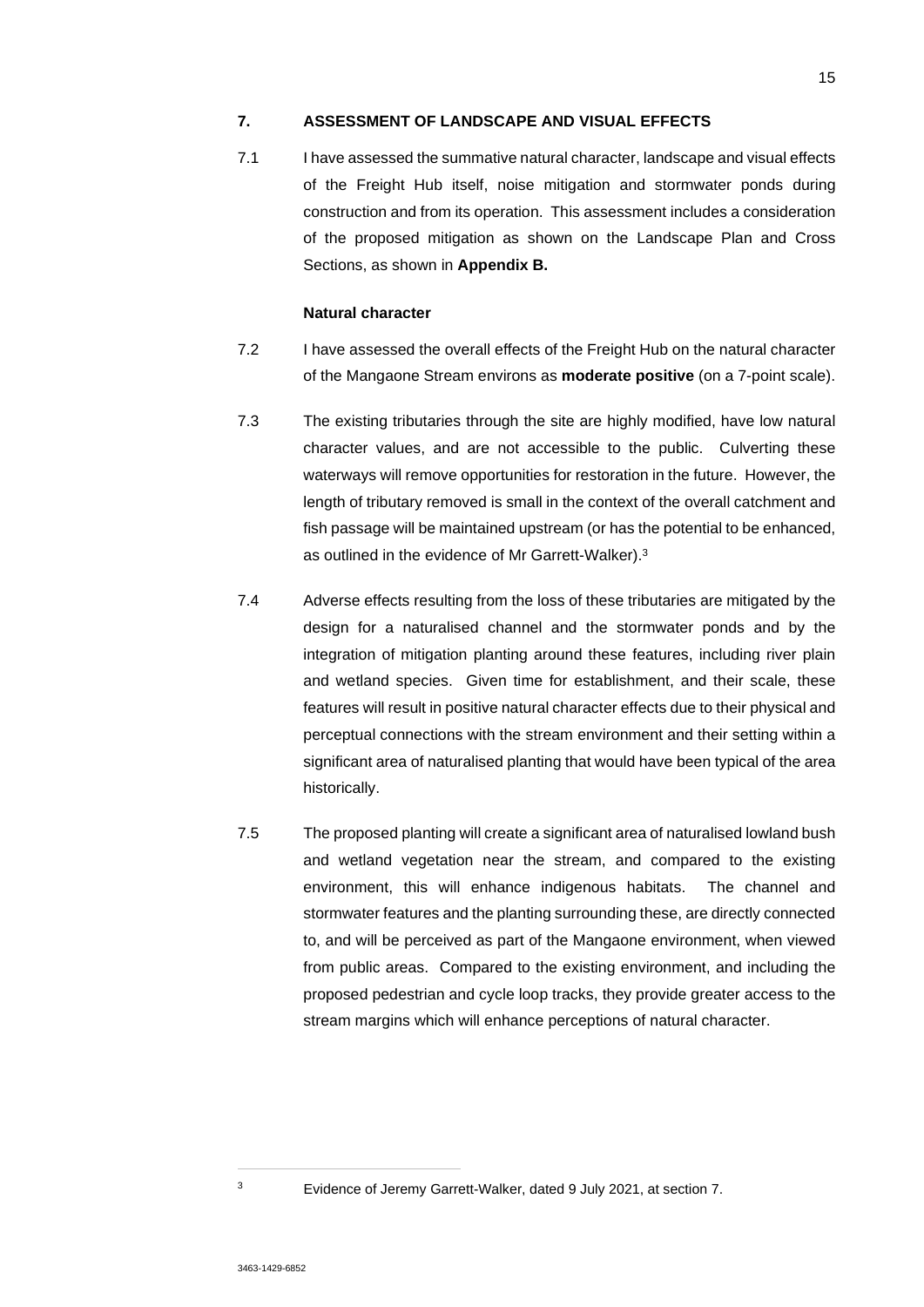## 7. ASSESSMENT OF LANDSCAPE AND VISUAL EFFECTS

7.1 I have assessed the summative natural character, landscape and visual effects of the Freight Hub itself, noise mitigation and stormwater ponds during construction and from its operation. This assessment includes a consideration of the proposed mitigation as shown on the Landscape Plan and Cross Sections, as shown in **Appendix B.**

### Natural character

7.2 I have assessed the overall effects of the Freight Hub on the natural character of the Mangaone Stream environs as **moderate positive** (on a 7-point scale).

7.3 The existing tributaries through the site are highly modified, have low natural character values, and are not accessible to the public. Culverting these waterways will remove opportunities for restoration in the future. However, the length of tributary removed is small in the context of the overall catchment and fish passage will be maintained upstream (or has the potential to be enhanced, as outlined in the evidence of Mr Garrett-Walker).[3]

7.4 Adverse effects resulting from the loss of these tributaries are mitigated by the design for a naturalised channel and the stormwater ponds and by the integration of mitigation planting around these features, including river plain and wetland species. Given time for establishment, and their scale, these features will result in positive natural character effects due to their physical and perceptual connections with the stream environment and their setting within a significant area of naturalised planting that would have been typical of the area historically.

7.5 The proposed planting will create a significant area of naturalised lowland bush and wetland vegetation near the stream, and compared to the existing environment, this will enhance indigenous habitats. The channel and stormwater features and the planting surrounding these, are directly connected to, and will be perceived as part of the Mangaone environment, when viewed from public areas. Compared to the existing environment, and including the proposed pedestrian and cycle loop tracks, they provide greater access to the stream margins which will enhance perceptions of natural character.

---

[3] Evidence of Jeremy Garrett-Walker, dated 9 July 2021, at section 7.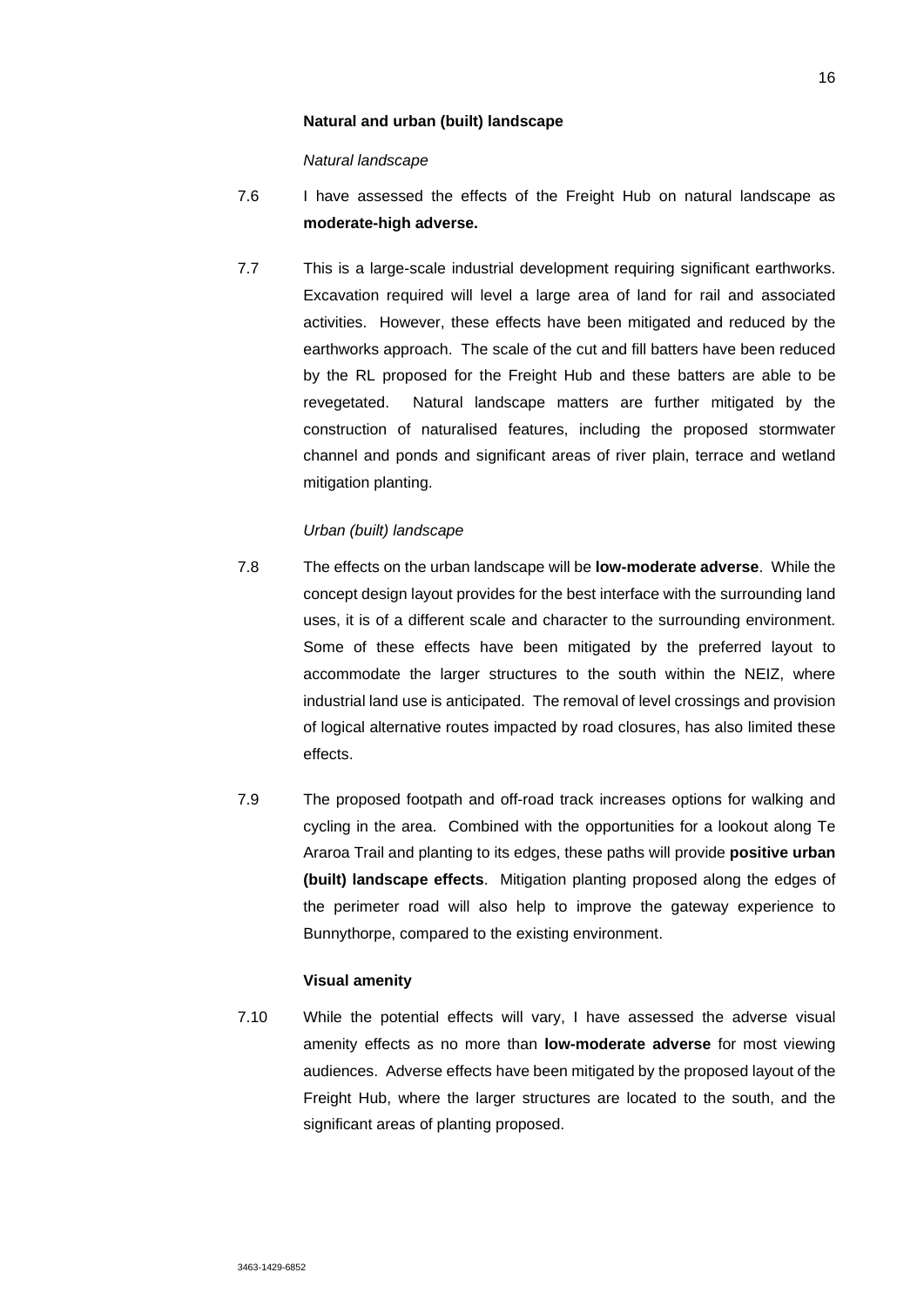**Natural and urban (built) landscape**

*Natural landscape*

7.6 I have assessed the effects of the Freight Hub on natural landscape as **moderate-high adverse.**

7.7 This is a large-scale industrial development requiring significant earthworks. Excavation required will level a large area of land for rail and associated activities. However, these effects have been mitigated and reduced by the earthworks approach. The scale of the cut and fill batters have been reduced by the RL proposed for the Freight Hub and these batters are able to be revegetated. Natural landscape matters are further mitigated by the construction of naturalised features, including the proposed stormwater channel and ponds and significant areas of river plain, terrace and wetland mitigation planting.

*Urban (built) landscape*

7.8 The effects on the urban landscape will be **low-moderate adverse**. While the concept design layout provides for the best interface with the surrounding land uses, it is of a different scale and character to the surrounding environment. Some of these effects have been mitigated by the preferred layout to accommodate the larger structures to the south within the NEIZ, where industrial land use is anticipated. The removal of level crossings and provision of logical alternative routes impacted by road closures, has also limited these effects.

7.9 The proposed footpath and off-road track increases options for walking and cycling in the area. Combined with the opportunities for a lookout along Te Araroa Trail and planting to its edges, these paths will provide **positive urban (built) landscape effects**. Mitigation planting proposed along the edges of the perimeter road will also help to improve the gateway experience to Bunnythorpe, compared to the existing environment.

**Visual amenity**

7.10 While the potential effects will vary, I have assessed the adverse visual amenity effects as no more than **low-moderate adverse** for most viewing audiences. Adverse effects have been mitigated by the proposed layout of the Freight Hub, where the larger structures are located to the south, and the significant areas of planting proposed.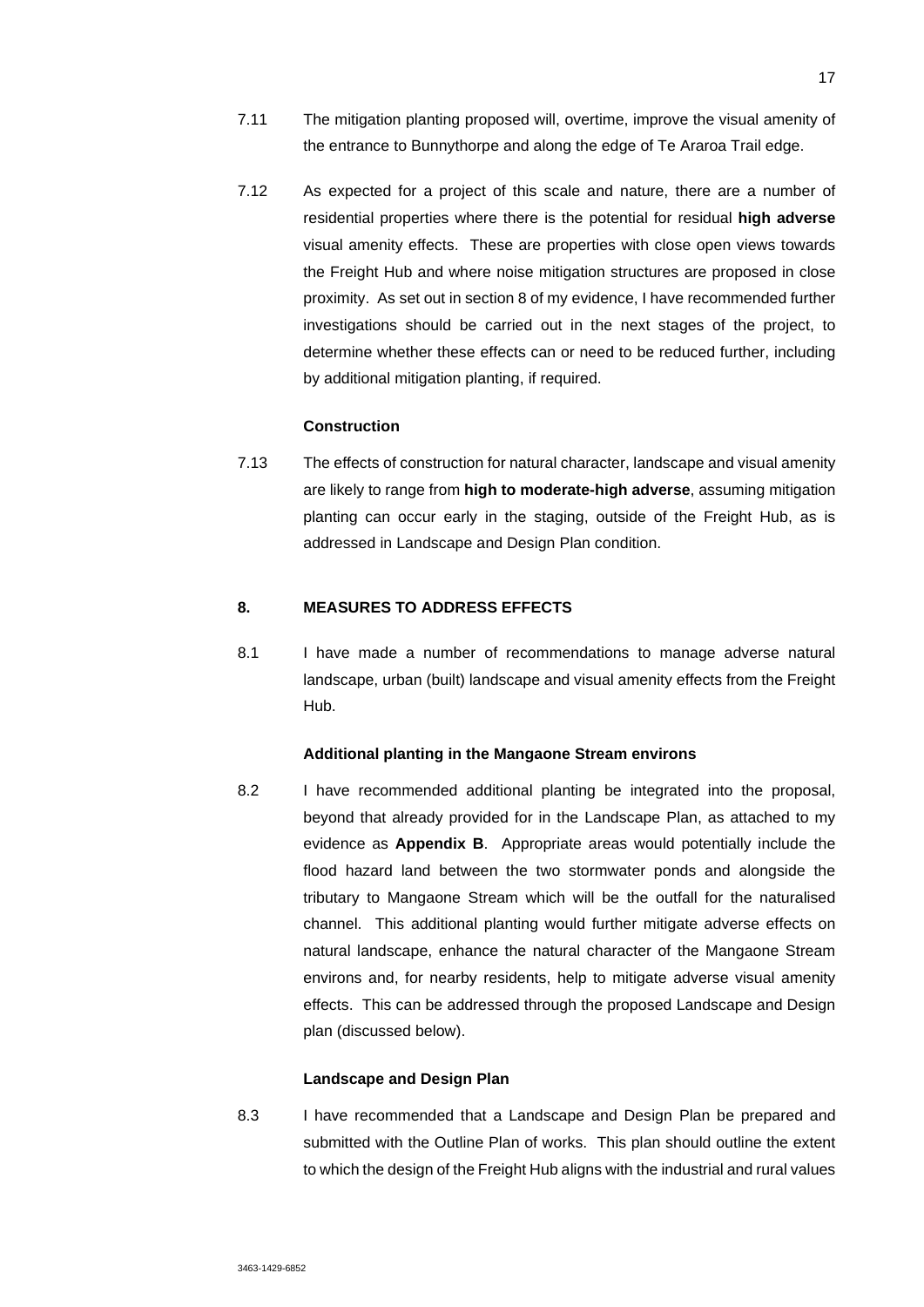7.11 The mitigation planting proposed will, overtime, improve the visual amenity of the entrance to Bunnythorpe and along the edge of Te Araroa Trail edge.

7.12 As expected for a project of this scale and nature, there are a number of residential properties where there is the potential for residual **high adverse** visual amenity effects. These are properties with close open views towards the Freight Hub and where noise mitigation structures are proposed in close proximity. As set out in section 8 of my evidence, I have recommended further investigations should be carried out in the next stages of the project, to determine whether these effects can or need to be reduced further, including by additional mitigation planting, if required.

**Construction**

7.13 The effects of construction for natural character, landscape and visual amenity are likely to range from **high to moderate-high adverse**, assuming mitigation planting can occur early in the staging, outside of the Freight Hub, as is addressed in Landscape and Design Plan condition.

## 8. MEASURES TO ADDRESS EFFECTS

8.1 I have made a number of recommendations to manage adverse natural landscape, urban (built) landscape and visual amenity effects from the Freight Hub.

**Additional planting in the Mangaone Stream environs**

8.2 I have recommended additional planting be integrated into the proposal, beyond that already provided for in the Landscape Plan, as attached to my evidence as **Appendix B**. Appropriate areas would potentially include the flood hazard land between the two stormwater ponds and alongside the tributary to Mangaone Stream which will be the outfall for the naturalised channel. This additional planting would further mitigate adverse effects on natural landscape, enhance the natural character of the Mangaone Stream environs and, for nearby residents, help to mitigate adverse visual amenity effects. This can be addressed through the proposed Landscape and Design plan (discussed below).

**Landscape and Design Plan**

8.3 I have recommended that a Landscape and Design Plan be prepared and submitted with the Outline Plan of works. This plan should outline the extent to which the design of the Freight Hub aligns with the industrial and rural values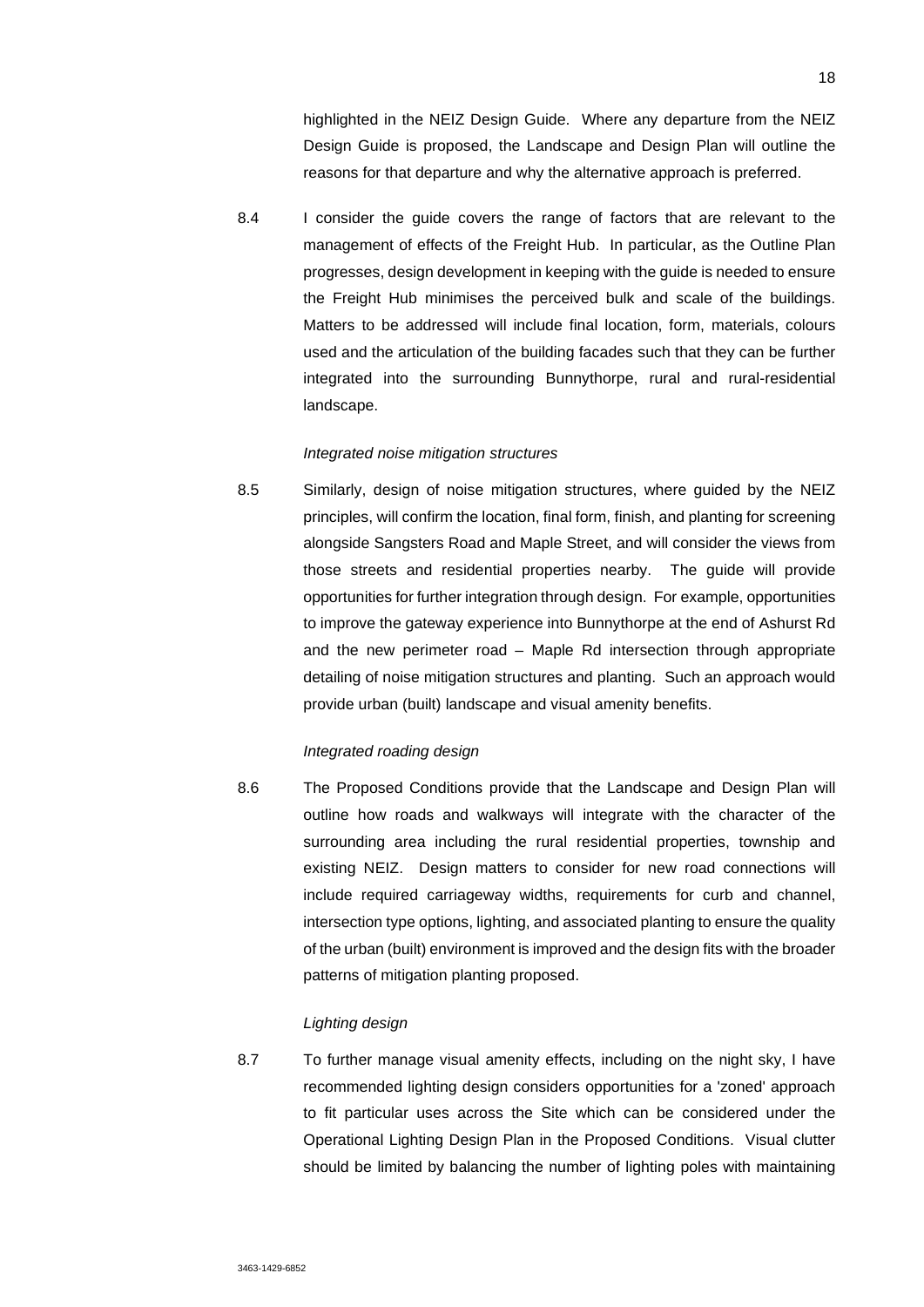highlighted in the NEIZ Design Guide. Where any departure from the NEIZ Design Guide is proposed, the Landscape and Design Plan will outline the reasons for that departure and why the alternative approach is preferred.

8.4 I consider the guide covers the range of factors that are relevant to the management of effects of the Freight Hub. In particular, as the Outline Plan progresses, design development in keeping with the guide is needed to ensure the Freight Hub minimises the perceived bulk and scale of the buildings. Matters to be addressed will include final location, form, materials, colours used and the articulation of the building facades such that they can be further integrated into the surrounding Bunnythorpe, rural and rural-residential landscape.

*Integrated noise mitigation structures*

8.5 Similarly, design of noise mitigation structures, where guided by the NEIZ principles, will confirm the location, final form, finish, and planting for screening alongside Sangsters Road and Maple Street, and will consider the views from those streets and residential properties nearby. The guide will provide opportunities for further integration through design. For example, opportunities to improve the gateway experience into Bunnythorpe at the end of Ashurst Rd and the new perimeter road – Maple Rd intersection through appropriate detailing of noise mitigation structures and planting. Such an approach would provide urban (built) landscape and visual amenity benefits.

*Integrated roading design*

8.6 The Proposed Conditions provide that the Landscape and Design Plan will outline how roads and walkways will integrate with the character of the surrounding area including the rural residential properties, township and existing NEIZ. Design matters to consider for new road connections will include required carriageway widths, requirements for curb and channel, intersection type options, lighting, and associated planting to ensure the quality of the urban (built) environment is improved and the design fits with the broader patterns of mitigation planting proposed.

*Lighting design*

8.7 To further manage visual amenity effects, including on the night sky, I have recommended lighting design considers opportunities for a 'zoned' approach to fit particular uses across the Site which can be considered under the Operational Lighting Design Plan in the Proposed Conditions. Visual clutter should be limited by balancing the number of lighting poles with maintaining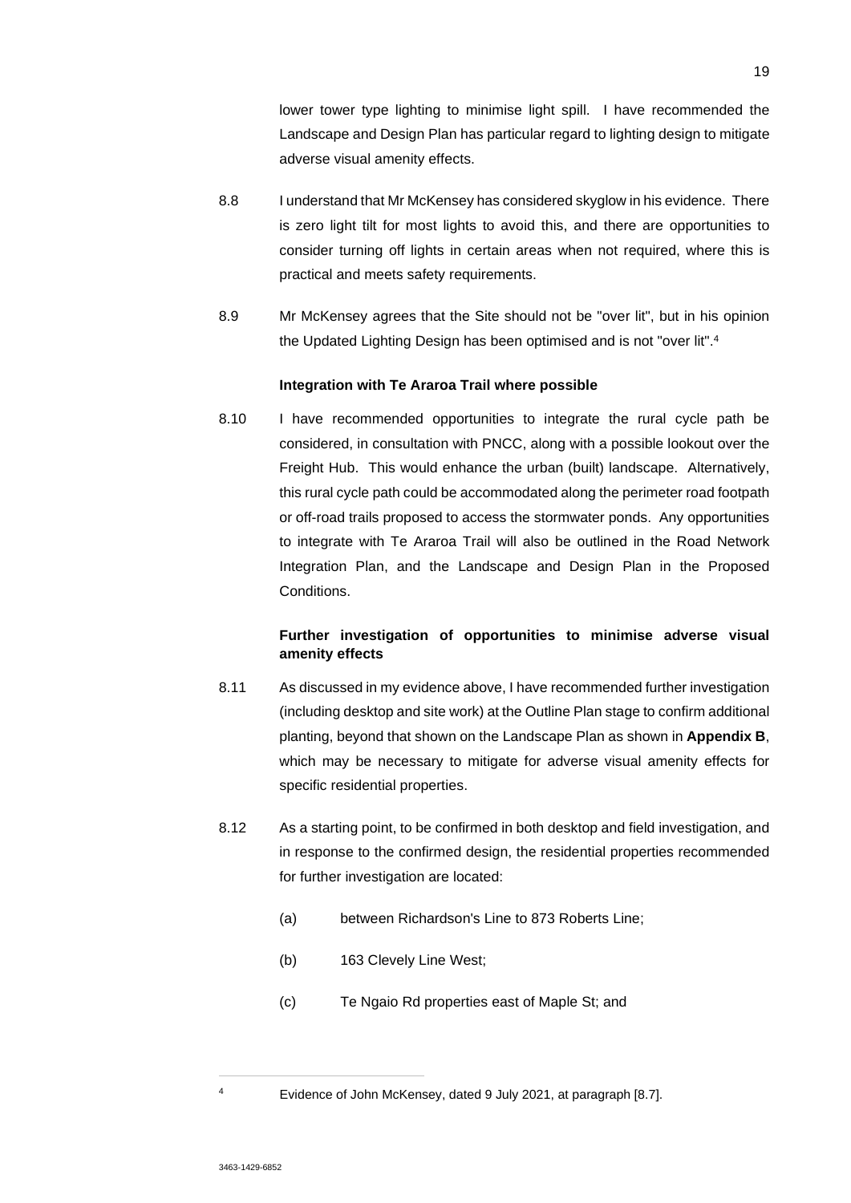lower tower type lighting to minimise light spill. I have recommended the Landscape and Design Plan has particular regard to lighting design to mitigate adverse visual amenity effects.

8.8 I understand that Mr McKensey has considered skyglow in his evidence. There is zero light tilt for most lights to avoid this, and there are opportunities to consider turning off lights in certain areas when not required, where this is practical and meets safety requirements.

8.9 Mr McKensey agrees that the Site should not be "over lit", but in his opinion the Updated Lighting Design has been optimised and is not "over lit".[4]

**Integration with Te Araroa Trail where possible**

8.10 I have recommended opportunities to integrate the rural cycle path be considered, in consultation with PNCC, along with a possible lookout over the Freight Hub. This would enhance the urban (built) landscape. Alternatively, this rural cycle path could be accommodated along the perimeter road footpath or off-road trails proposed to access the stormwater ponds. Any opportunities to integrate with Te Araroa Trail will also be outlined in the Road Network Integration Plan, and the Landscape and Design Plan in the Proposed Conditions.

**Further investigation of opportunities to minimise adverse visual amenity effects**

8.11 As discussed in my evidence above, I have recommended further investigation (including desktop and site work) at the Outline Plan stage to confirm additional planting, beyond that shown on the Landscape Plan as shown in **Appendix B**, which may be necessary to mitigate for adverse visual amenity effects for specific residential properties.

8.12 As a starting point, to be confirmed in both desktop and field investigation, and in response to the confirmed design, the residential properties recommended for further investigation are located:

(a) between Richardson's Line to 873 Roberts Line;

(b) 163 Clevely Line West;

(c) Te Ngaio Rd properties east of Maple St; and

---

[4] Evidence of John McKensey, dated 9 July 2021, at paragraph [8.7].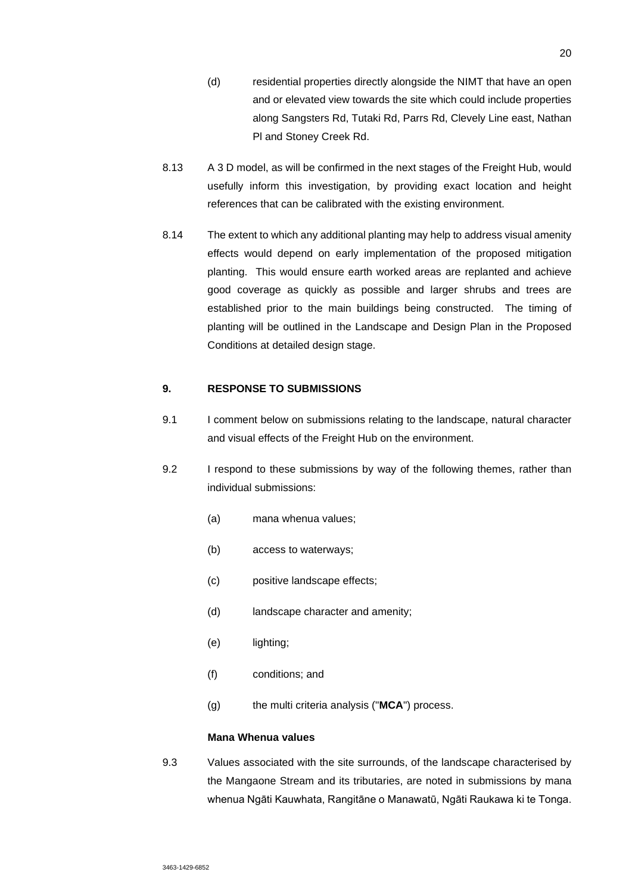(d) residential properties directly alongside the NIMT that have an open and or elevated view towards the site which could include properties along Sangsters Rd, Tutaki Rd, Parrs Rd, Clevely Line east, Nathan Pl and Stoney Creek Rd.

8.13 A 3 D model, as will be confirmed in the next stages of the Freight Hub, would usefully inform this investigation, by providing exact location and height references that can be calibrated with the existing environment.

8.14 The extent to which any additional planting may help to address visual amenity effects would depend on early implementation of the proposed mitigation planting. This would ensure earth worked areas are replanted and achieve good coverage as quickly as possible and larger shrubs and trees are established prior to the main buildings being constructed. The timing of planting will be outlined in the Landscape and Design Plan in the Proposed Conditions at detailed design stage.

## 9. RESPONSE TO SUBMISSIONS

9.1 I comment below on submissions relating to the landscape, natural character and visual effects of the Freight Hub on the environment.

9.2 I respond to these submissions by way of the following themes, rather than individual submissions:

(a) mana whenua values;

(b) access to waterways;

(c) positive landscape effects;

(d) landscape character and amenity;

(e) lighting;

(f) conditions; and

(g) the multi criteria analysis ("**MCA**") process.

### Mana Whenua values

9.3 Values associated with the site surrounds, of the landscape characterised by the Mangaone Stream and its tributaries, are noted in submissions by mana whenua Ngāti Kauwhata, Rangitāne o Manawatū, Ngāti Raukawa ki te Tonga.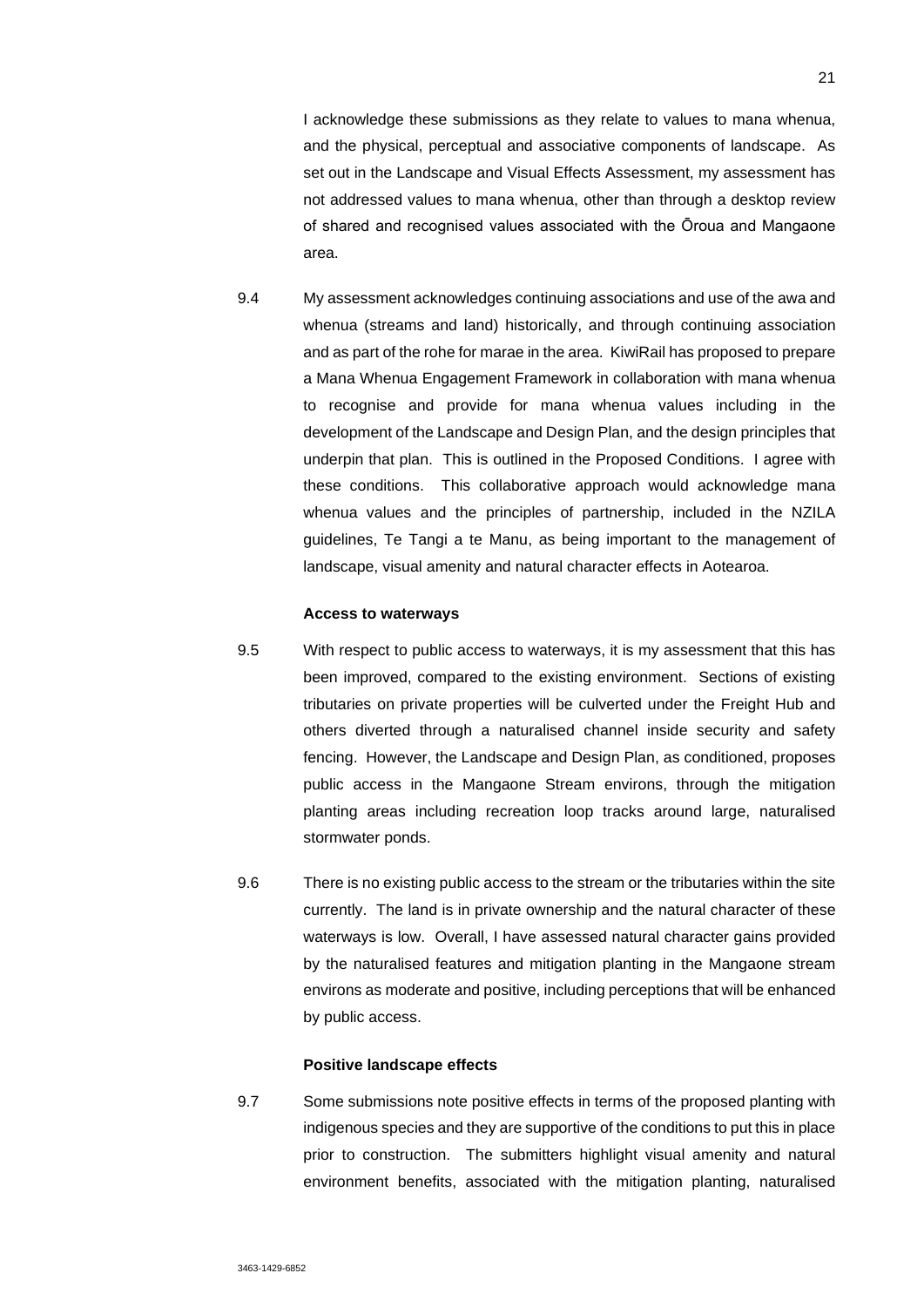I acknowledge these submissions as they relate to values to mana whenua, and the physical, perceptual and associative components of landscape. As set out in the Landscape and Visual Effects Assessment, my assessment has not addressed values to mana whenua, other than through a desktop review of shared and recognised values associated with the Ōroua and Mangaone area.

9.4 My assessment acknowledges continuing associations and use of the awa and whenua (streams and land) historically, and through continuing association and as part of the rohe for marae in the area. KiwiRail has proposed to prepare a Mana Whenua Engagement Framework in collaboration with mana whenua to recognise and provide for mana whenua values including in the development of the Landscape and Design Plan, and the design principles that underpin that plan. This is outlined in the Proposed Conditions. I agree with these conditions. This collaborative approach would acknowledge mana whenua values and the principles of partnership, included in the NZILA guidelines, Te Tangi a te Manu, as being important to the management of landscape, visual amenity and natural character effects in Aotearoa.

**Access to waterways**

9.5 With respect to public access to waterways, it is my assessment that this has been improved, compared to the existing environment. Sections of existing tributaries on private properties will be culverted under the Freight Hub and others diverted through a naturalised channel inside security and safety fencing. However, the Landscape and Design Plan, as conditioned, proposes public access in the Mangaone Stream environs, through the mitigation planting areas including recreation loop tracks around large, naturalised stormwater ponds.

9.6 There is no existing public access to the stream or the tributaries within the site currently. The land is in private ownership and the natural character of these waterways is low. Overall, I have assessed natural character gains provided by the naturalised features and mitigation planting in the Mangaone stream environs as moderate and positive, including perceptions that will be enhanced by public access.

**Positive landscape effects**

9.7 Some submissions note positive effects in terms of the proposed planting with indigenous species and they are supportive of the conditions to put this in place prior to construction. The submitters highlight visual amenity and natural environment benefits, associated with the mitigation planting, naturalised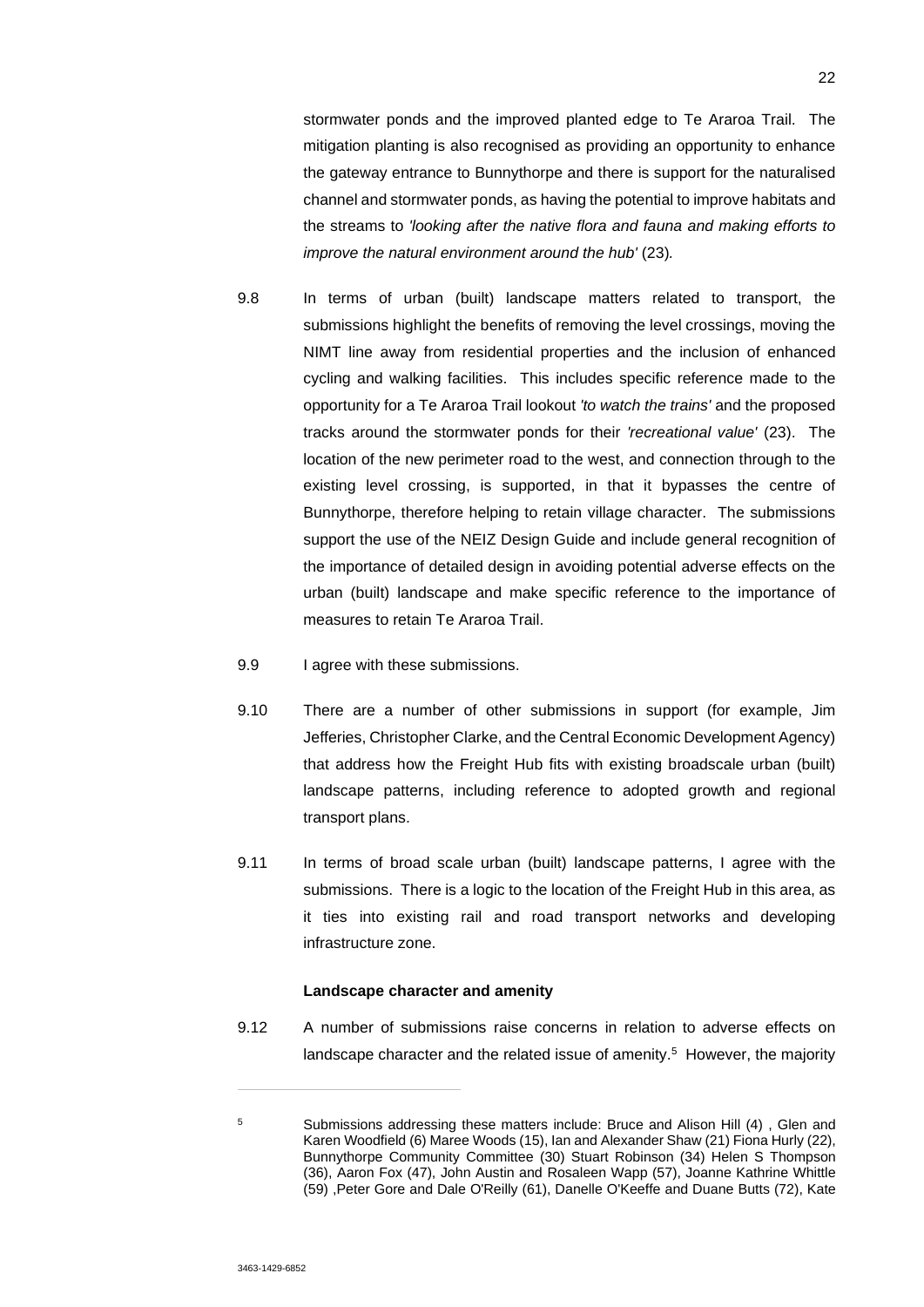stormwater ponds and the improved planted edge to Te Araroa Trail. The mitigation planting is also recognised as providing an opportunity to enhance the gateway entrance to Bunnythorpe and there is support for the naturalised channel and stormwater ponds, as having the potential to improve habitats and the streams to *'looking after the native flora and fauna and making efforts to improve the natural environment around the hub'* (23)*.*

9.8 In terms of urban (built) landscape matters related to transport, the submissions highlight the benefits of removing the level crossings, moving the NIMT line away from residential properties and the inclusion of enhanced cycling and walking facilities. This includes specific reference made to the opportunity for a Te Araroa Trail lookout *'to watch the trains'* and the proposed tracks around the stormwater ponds for their *'recreational value'* (23). The location of the new perimeter road to the west, and connection through to the existing level crossing, is supported, in that it bypasses the centre of Bunnythorpe, therefore helping to retain village character. The submissions support the use of the NEIZ Design Guide and include general recognition of the importance of detailed design in avoiding potential adverse effects on the urban (built) landscape and make specific reference to the importance of measures to retain Te Araroa Trail.

9.9 I agree with these submissions.

9.10 There are a number of other submissions in support (for example, Jim Jefferies, Christopher Clarke, and the Central Economic Development Agency) that address how the Freight Hub fits with existing broadscale urban (built) landscape patterns, including reference to adopted growth and regional transport plans.

9.11 In terms of broad scale urban (built) landscape patterns, I agree with the submissions. There is a logic to the location of the Freight Hub in this area, as it ties into existing rail and road transport networks and developing infrastructure zone.

**Landscape character and amenity**

9.12 A number of submissions raise concerns in relation to adverse effects on landscape character and the related issue of amenity.[5] However, the majority

---

[5] Submissions addressing these matters include: Bruce and Alison Hill (4) , Glen and Karen Woodfield (6) Maree Woods (15), Ian and Alexander Shaw (21) Fiona Hurly (22), Bunnythorpe Community Committee (30) Stuart Robinson (34) Helen S Thompson (36), Aaron Fox (47), John Austin and Rosaleen Wapp (57), Joanne Kathrine Whittle (59) ,Peter Gore and Dale O'Reilly (61), Danelle O'Keeffe and Duane Butts (72), Kate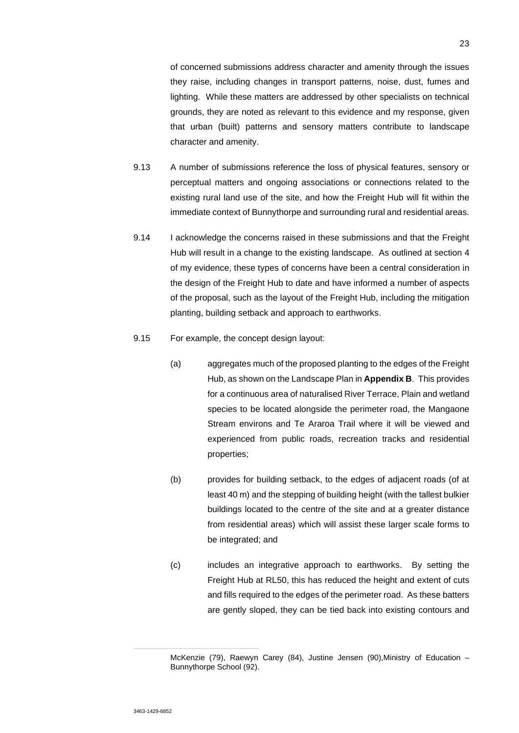of concerned submissions address character and amenity through the issues they raise, including changes in transport patterns, noise, dust, fumes and lighting. While these matters are addressed by other specialists on technical grounds, they are noted as relevant to this evidence and my response, given that urban (built) patterns and sensory matters contribute to landscape character and amenity.

9.13 A number of submissions reference the loss of physical features, sensory or perceptual matters and ongoing associations or connections related to the existing rural land use of the site, and how the Freight Hub will fit within the immediate context of Bunnythorpe and surrounding rural and residential areas.

9.14 I acknowledge the concerns raised in these submissions and that the Freight Hub will result in a change to the existing landscape. As outlined at section 4 of my evidence, these types of concerns have been a central consideration in the design of the Freight Hub to date and have informed a number of aspects of the proposal, such as the layout of the Freight Hub, including the mitigation planting, building setback and approach to earthworks.

9.15 For example, the concept design layout:

(a) aggregates much of the proposed planting to the edges of the Freight Hub, as shown on the Landscape Plan in **Appendix B**. This provides for a continuous area of naturalised River Terrace, Plain and wetland species to be located alongside the perimeter road, the Mangaone Stream environs and Te Araroa Trail where it will be viewed and experienced from public roads, recreation tracks and residential properties;

(b) provides for building setback, to the edges of adjacent roads (of at least 40 m) and the stepping of building height (with the tallest bulkier buildings located to the centre of the site and at a greater distance from residential areas) which will assist these larger scale forms to be integrated; and

(c) includes an integrative approach to earthworks. By setting the Freight Hub at RL50, this has reduced the height and extent of cuts and fills required to the edges of the perimeter road. As these batters are gently sloped, they can be tied back into existing contours and

---

McKenzie (79), Raewyn Carey (84), Justine Jensen (90),Ministry of Education – Bunnythorpe School (92).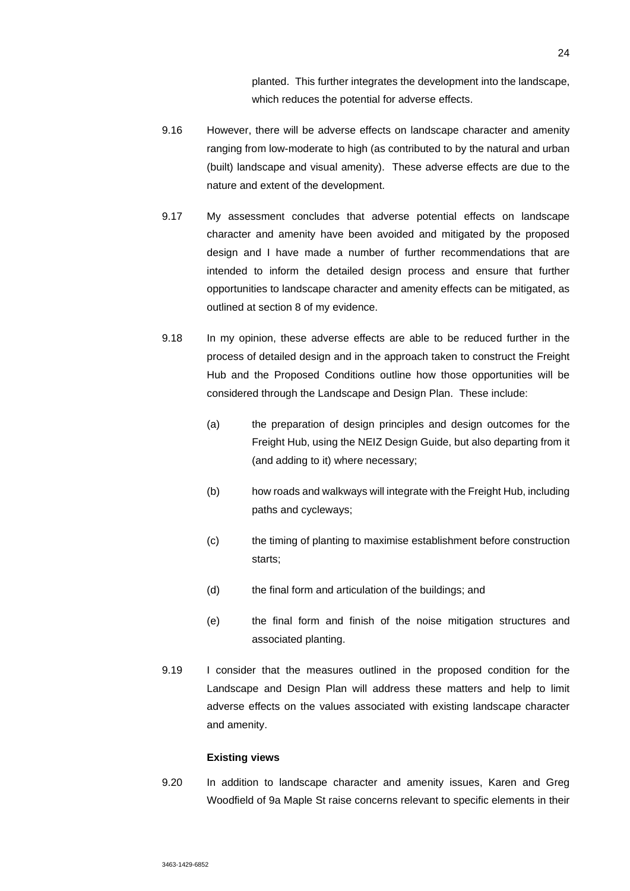planted. This further integrates the development into the landscape, which reduces the potential for adverse effects.

9.16 However, there will be adverse effects on landscape character and amenity ranging from low-moderate to high (as contributed to by the natural and urban (built) landscape and visual amenity). These adverse effects are due to the nature and extent of the development.

9.17 My assessment concludes that adverse potential effects on landscape character and amenity have been avoided and mitigated by the proposed design and I have made a number of further recommendations that are intended to inform the detailed design process and ensure that further opportunities to landscape character and amenity effects can be mitigated, as outlined at section 8 of my evidence.

9.18 In my opinion, these adverse effects are able to be reduced further in the process of detailed design and in the approach taken to construct the Freight Hub and the Proposed Conditions outline how those opportunities will be considered through the Landscape and Design Plan. These include:

(a) the preparation of design principles and design outcomes for the Freight Hub, using the NEIZ Design Guide, but also departing from it (and adding to it) where necessary;

(b) how roads and walkways will integrate with the Freight Hub, including paths and cycleways;

(c) the timing of planting to maximise establishment before construction starts;

(d) the final form and articulation of the buildings; and

(e) the final form and finish of the noise mitigation structures and associated planting.

9.19 I consider that the measures outlined in the proposed condition for the Landscape and Design Plan will address these matters and help to limit adverse effects on the values associated with existing landscape character and amenity.

**Existing views**

9.20 In addition to landscape character and amenity issues, Karen and Greg Woodfield of 9a Maple St raise concerns relevant to specific elements in their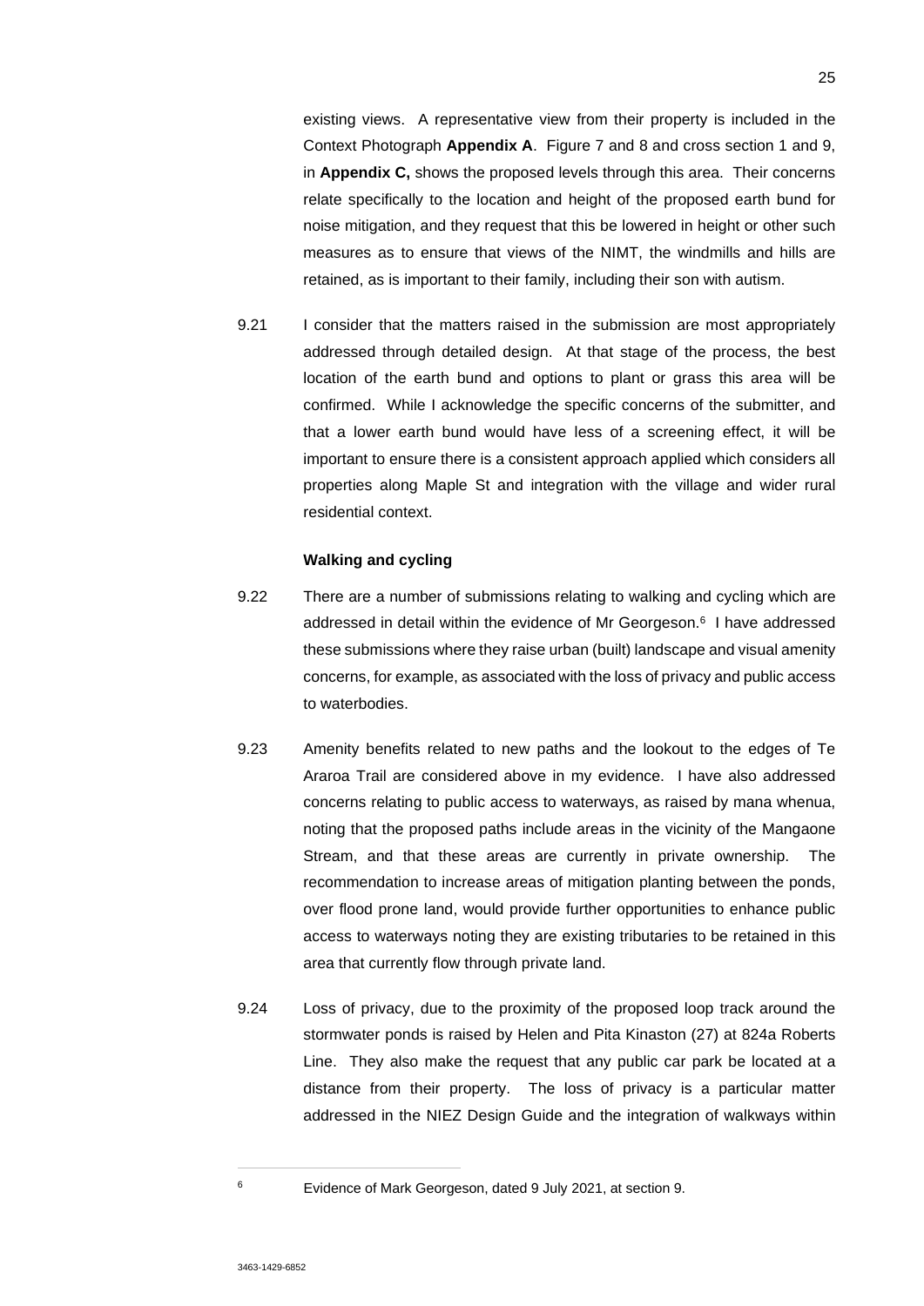existing views. A representative view from their property is included in the Context Photograph **Appendix A**. Figure 7 and 8 and cross section 1 and 9, in **Appendix C,** shows the proposed levels through this area. Their concerns relate specifically to the location and height of the proposed earth bund for noise mitigation, and they request that this be lowered in height or other such measures as to ensure that views of the NIMT, the windmills and hills are retained, as is important to their family, including their son with autism.

9.21 I consider that the matters raised in the submission are most appropriately addressed through detailed design. At that stage of the process, the best location of the earth bund and options to plant or grass this area will be confirmed. While I acknowledge the specific concerns of the submitter, and that a lower earth bund would have less of a screening effect, it will be important to ensure there is a consistent approach applied which considers all properties along Maple St and integration with the village and wider rural residential context.

**Walking and cycling**

9.22 There are a number of submissions relating to walking and cycling which are addressed in detail within the evidence of Mr Georgeson.[6] I have addressed these submissions where they raise urban (built) landscape and visual amenity concerns, for example, as associated with the loss of privacy and public access to waterbodies.

9.23 Amenity benefits related to new paths and the lookout to the edges of Te Araroa Trail are considered above in my evidence. I have also addressed concerns relating to public access to waterways, as raised by mana whenua, noting that the proposed paths include areas in the vicinity of the Mangaone Stream, and that these areas are currently in private ownership. The recommendation to increase areas of mitigation planting between the ponds, over flood prone land, would provide further opportunities to enhance public access to waterways noting they are existing tributaries to be retained in this area that currently flow through private land.

9.24 Loss of privacy, due to the proximity of the proposed loop track around the stormwater ponds is raised by Helen and Pita Kinaston (27) at 824a Roberts Line. They also make the request that any public car park be located at a distance from their property. The loss of privacy is a particular matter addressed in the NIEZ Design Guide and the integration of walkways within

---

[6] Evidence of Mark Georgeson, dated 9 July 2021, at section 9.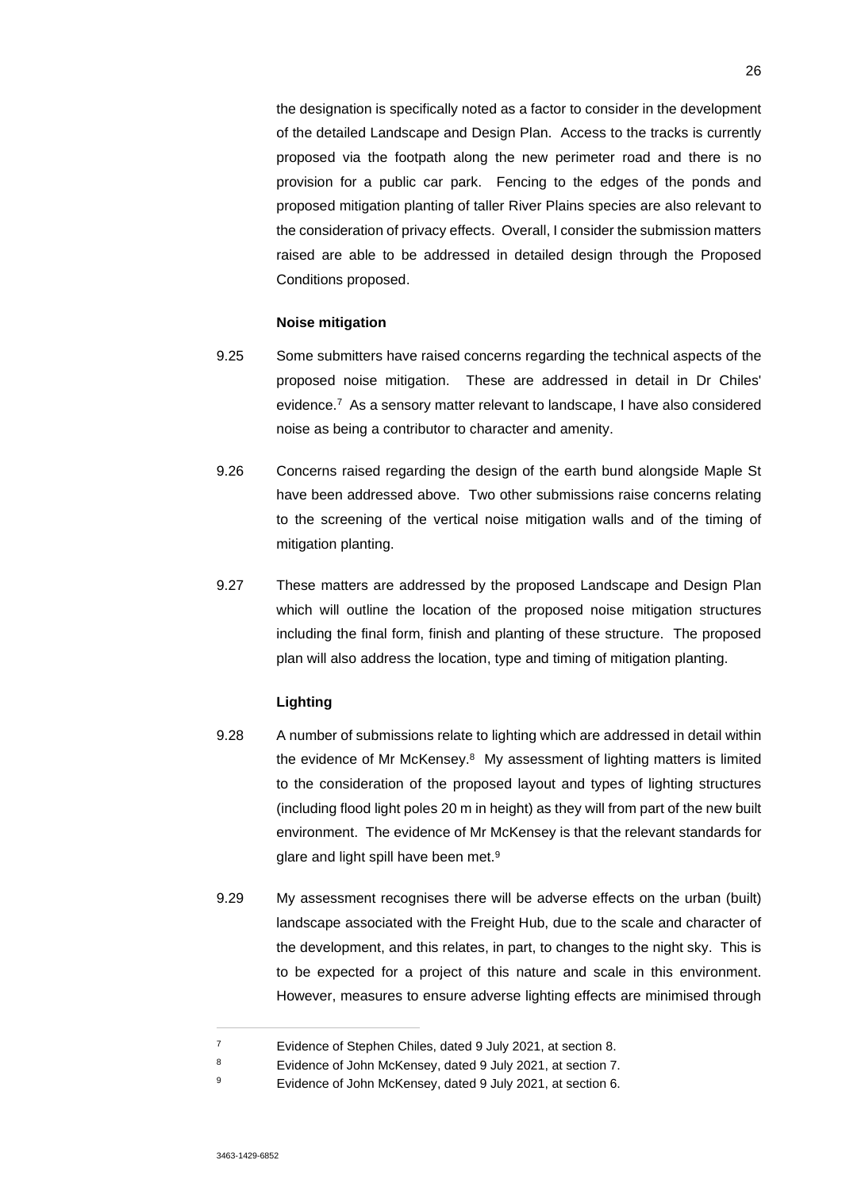the designation is specifically noted as a factor to consider in the development of the detailed Landscape and Design Plan. Access to the tracks is currently proposed via the footpath along the new perimeter road and there is no provision for a public car park. Fencing to the edges of the ponds and proposed mitigation planting of taller River Plains species are also relevant to the consideration of privacy effects. Overall, I consider the submission matters raised are able to be addressed in detailed design through the Proposed Conditions proposed.

**Noise mitigation**

9.25 Some submitters have raised concerns regarding the technical aspects of the proposed noise mitigation. These are addressed in detail in Dr Chiles' evidence.[7] As a sensory matter relevant to landscape, I have also considered noise as being a contributor to character and amenity.

9.26 Concerns raised regarding the design of the earth bund alongside Maple St have been addressed above. Two other submissions raise concerns relating to the screening of the vertical noise mitigation walls and of the timing of mitigation planting.

9.27 These matters are addressed by the proposed Landscape and Design Plan which will outline the location of the proposed noise mitigation structures including the final form, finish and planting of these structure. The proposed plan will also address the location, type and timing of mitigation planting.

**Lighting**

9.28 A number of submissions relate to lighting which are addressed in detail within the evidence of Mr McKensey.[8] My assessment of lighting matters is limited to the consideration of the proposed layout and types of lighting structures (including flood light poles 20 m in height) as they will from part of the new built environment. The evidence of Mr McKensey is that the relevant standards for glare and light spill have been met.[9]

9.29 My assessment recognises there will be adverse effects on the urban (built) landscape associated with the Freight Hub, due to the scale and character of the development, and this relates, in part, to changes to the night sky. This is to be expected for a project of this nature and scale in this environment. However, measures to ensure adverse lighting effects are minimised through

---

[7] Evidence of Stephen Chiles, dated 9 July 2021, at section 8.

[8] Evidence of John McKensey, dated 9 July 2021, at section 7.

[9] Evidence of John McKensey, dated 9 July 2021, at section 6.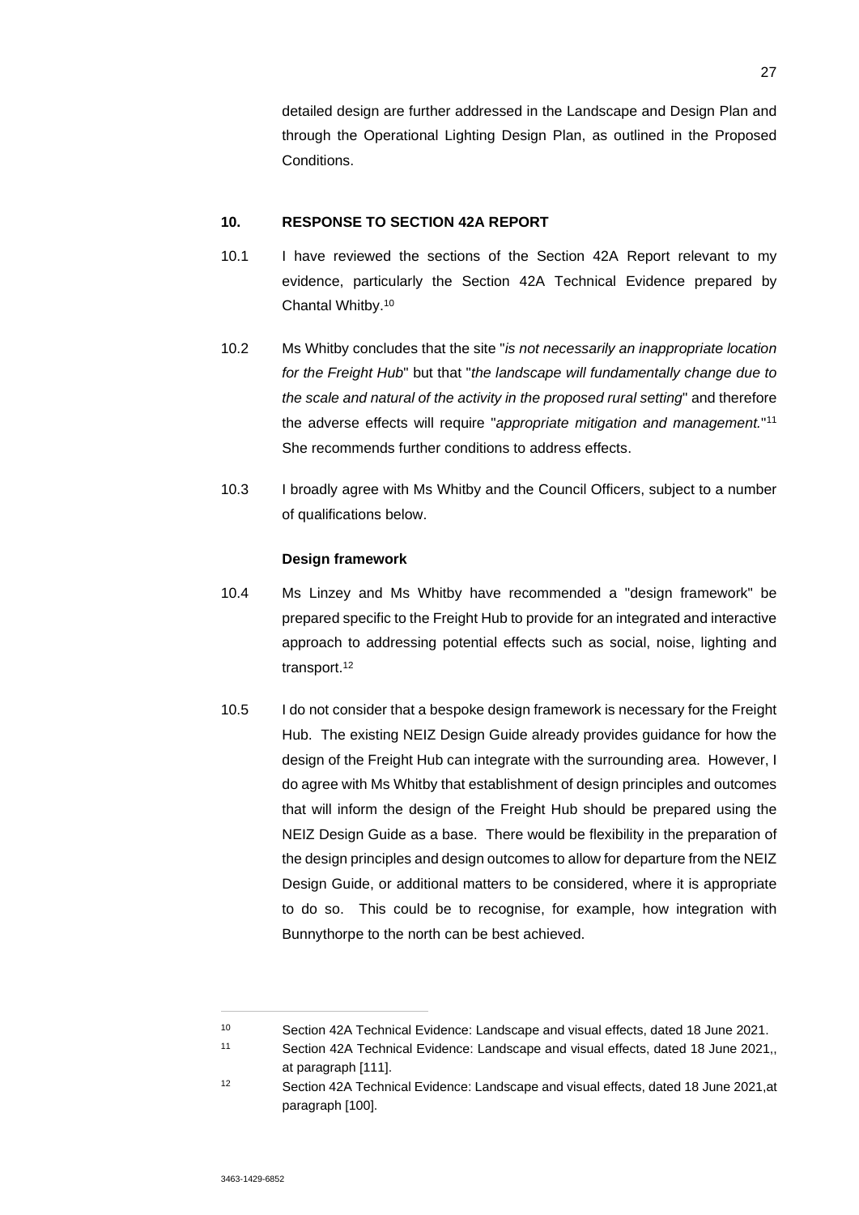detailed design are further addressed in the Landscape and Design Plan and through the Operational Lighting Design Plan, as outlined in the Proposed Conditions.

## 10. RESPONSE TO SECTION 42A REPORT

10.1 I have reviewed the sections of the Section 42A Report relevant to my evidence, particularly the Section 42A Technical Evidence prepared by Chantal Whitby.[10]

10.2 Ms Whitby concludes that the site "*is not necessarily an inappropriate location for the Freight Hub*" but that "*the landscape will fundamentally change due to the scale and natural of the activity in the proposed rural setting*" and therefore the adverse effects will require "*appropriate mitigation and management.*"[11] She recommends further conditions to address effects.

10.3 I broadly agree with Ms Whitby and the Council Officers, subject to a number of qualifications below.

### Design framework

10.4 Ms Linzey and Ms Whitby have recommended a "design framework" be prepared specific to the Freight Hub to provide for an integrated and interactive approach to addressing potential effects such as social, noise, lighting and transport.[12]

10.5 I do not consider that a bespoke design framework is necessary for the Freight Hub. The existing NEIZ Design Guide already provides guidance for how the design of the Freight Hub can integrate with the surrounding area. However, I do agree with Ms Whitby that establishment of design principles and outcomes that will inform the design of the Freight Hub should be prepared using the NEIZ Design Guide as a base. There would be flexibility in the preparation of the design principles and design outcomes to allow for departure from the NEIZ Design Guide, or additional matters to be considered, where it is appropriate to do so. This could be to recognise, for example, how integration with Bunnythorpe to the north can be best achieved.

---

[10] Section 42A Technical Evidence: Landscape and visual effects, dated 18 June 2021.

[11] Section 42A Technical Evidence: Landscape and visual effects, dated 18 June 2021,, at paragraph [111].

[12] Section 42A Technical Evidence: Landscape and visual effects, dated 18 June 2021,at paragraph [100].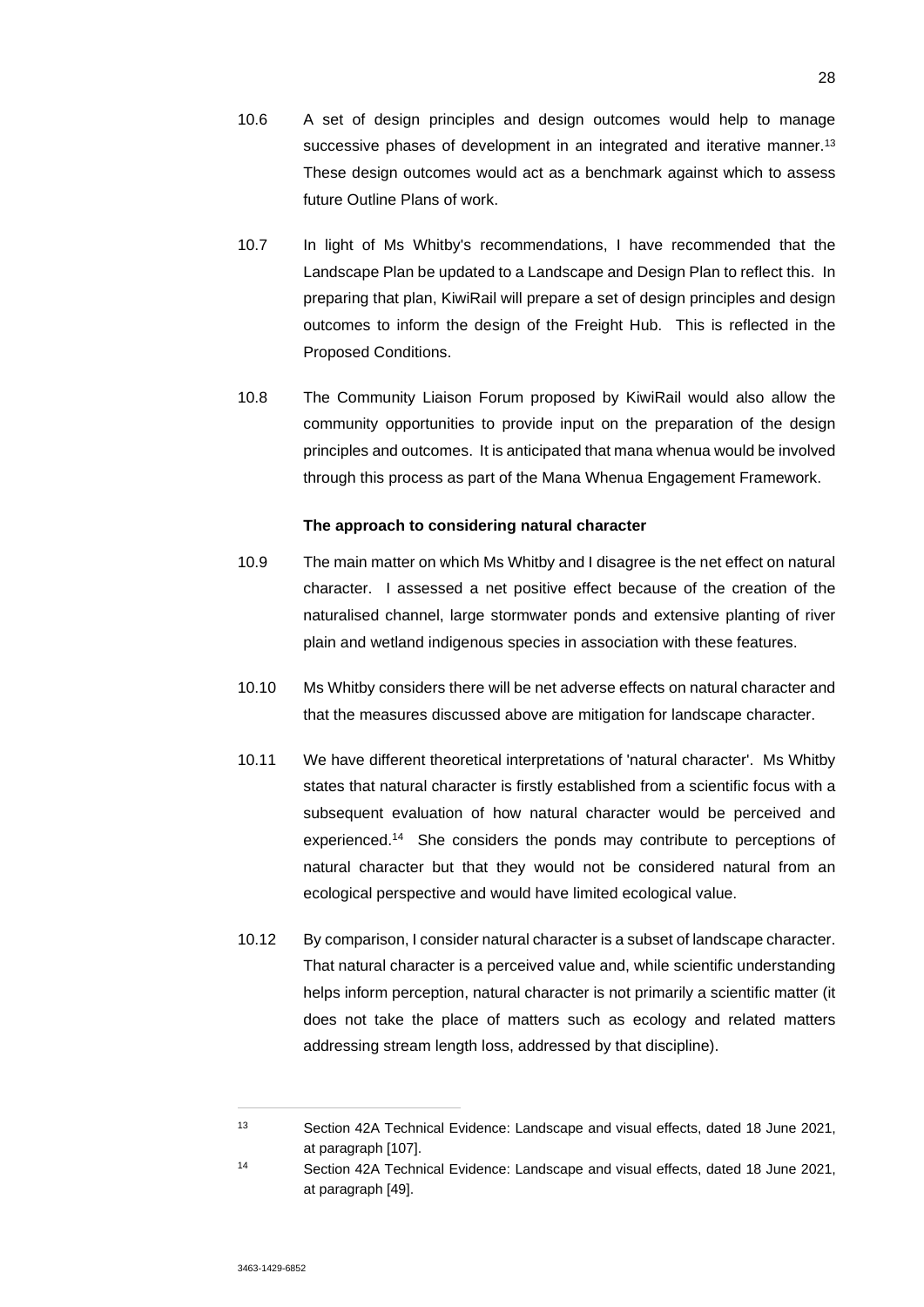10.6 A set of design principles and design outcomes would help to manage successive phases of development in an integrated and iterative manner.[13] These design outcomes would act as a benchmark against which to assess future Outline Plans of work.

10.7 In light of Ms Whitby's recommendations, I have recommended that the Landscape Plan be updated to a Landscape and Design Plan to reflect this. In preparing that plan, KiwiRail will prepare a set of design principles and design outcomes to inform the design of the Freight Hub. This is reflected in the Proposed Conditions.

10.8 The Community Liaison Forum proposed by KiwiRail would also allow the community opportunities to provide input on the preparation of the design principles and outcomes. It is anticipated that mana whenua would be involved through this process as part of the Mana Whenua Engagement Framework.

**The approach to considering natural character**

10.9 The main matter on which Ms Whitby and I disagree is the net effect on natural character. I assessed a net positive effect because of the creation of the naturalised channel, large stormwater ponds and extensive planting of river plain and wetland indigenous species in association with these features.

10.10 Ms Whitby considers there will be net adverse effects on natural character and that the measures discussed above are mitigation for landscape character.

10.11 We have different theoretical interpretations of 'natural character'. Ms Whitby states that natural character is firstly established from a scientific focus with a subsequent evaluation of how natural character would be perceived and experienced.[14] She considers the ponds may contribute to perceptions of natural character but that they would not be considered natural from an ecological perspective and would have limited ecological value.

10.12 By comparison, I consider natural character is a subset of landscape character. That natural character is a perceived value and, while scientific understanding helps inform perception, natural character is not primarily a scientific matter (it does not take the place of matters such as ecology and related matters addressing stream length loss, addressed by that discipline).

---

[13] Section 42A Technical Evidence: Landscape and visual effects, dated 18 June 2021, at paragraph [107].

[14] Section 42A Technical Evidence: Landscape and visual effects, dated 18 June 2021, at paragraph [49].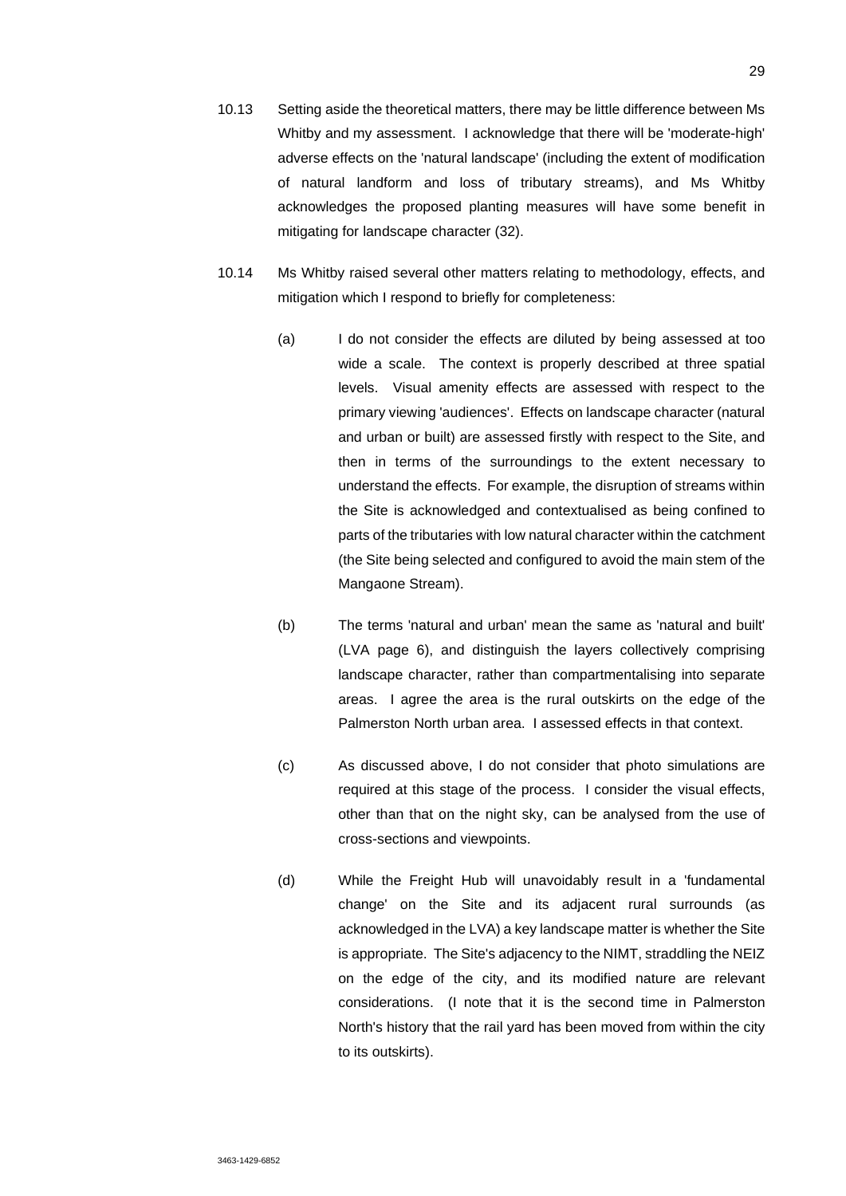10.13 Setting aside the theoretical matters, there may be little difference between Ms Whitby and my assessment. I acknowledge that there will be 'moderate-high' adverse effects on the 'natural landscape' (including the extent of modification of natural landform and loss of tributary streams), and Ms Whitby acknowledges the proposed planting measures will have some benefit in mitigating for landscape character (32).

10.14 Ms Whitby raised several other matters relating to methodology, effects, and mitigation which I respond to briefly for completeness:

(a) I do not consider the effects are diluted by being assessed at too wide a scale. The context is properly described at three spatial levels. Visual amenity effects are assessed with respect to the primary viewing 'audiences'. Effects on landscape character (natural and urban or built) are assessed firstly with respect to the Site, and then in terms of the surroundings to the extent necessary to understand the effects. For example, the disruption of streams within the Site is acknowledged and contextualised as being confined to parts of the tributaries with low natural character within the catchment (the Site being selected and configured to avoid the main stem of the Mangaone Stream).

(b) The terms 'natural and urban' mean the same as 'natural and built' (LVA page 6), and distinguish the layers collectively comprising landscape character, rather than compartmentalising into separate areas. I agree the area is the rural outskirts on the edge of the Palmerston North urban area. I assessed effects in that context.

(c) As discussed above, I do not consider that photo simulations are required at this stage of the process. I consider the visual effects, other than that on the night sky, can be analysed from the use of cross-sections and viewpoints.

(d) While the Freight Hub will unavoidably result in a 'fundamental change' on the Site and its adjacent rural surrounds (as acknowledged in the LVA) a key landscape matter is whether the Site is appropriate. The Site's adjacency to the NIMT, straddling the NEIZ on the edge of the city, and its modified nature are relevant considerations. (I note that it is the second time in Palmerston North's history that the rail yard has been moved from within the city to its outskirts).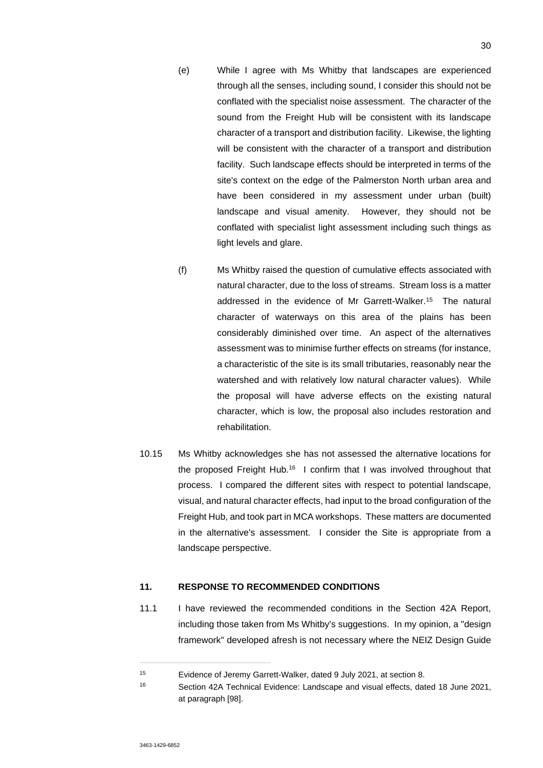(e) While I agree with Ms Whitby that landscapes are experienced through all the senses, including sound, I consider this should not be conflated with the specialist noise assessment. The character of the sound from the Freight Hub will be consistent with its landscape character of a transport and distribution facility. Likewise, the lighting will be consistent with the character of a transport and distribution facility. Such landscape effects should be interpreted in terms of the site's context on the edge of the Palmerston North urban area and have been considered in my assessment under urban (built) landscape and visual amenity. However, they should not be conflated with specialist light assessment including such things as light levels and glare.

(f) Ms Whitby raised the question of cumulative effects associated with natural character, due to the loss of streams. Stream loss is a matter addressed in the evidence of Mr Garrett-Walker.[15] The natural character of waterways on this area of the plains has been considerably diminished over time. An aspect of the alternatives assessment was to minimise further effects on streams (for instance, a characteristic of the site is its small tributaries, reasonably near the watershed and with relatively low natural character values). While the proposal will have adverse effects on the existing natural character, which is low, the proposal also includes restoration and rehabilitation.

10.15 Ms Whitby acknowledges she has not assessed the alternative locations for the proposed Freight Hub.[16] I confirm that I was involved throughout that process. I compared the different sites with respect to potential landscape, visual, and natural character effects, had input to the broad configuration of the Freight Hub, and took part in MCA workshops. These matters are documented in the alternative's assessment. I consider the Site is appropriate from a landscape perspective.

## 11. RESPONSE TO RECOMMENDED CONDITIONS

11.1 I have reviewed the recommended conditions in the Section 42A Report, including those taken from Ms Whitby's suggestions. In my opinion, a "design framework" developed afresh is not necessary where the NEIZ Design Guide

---

[15] Evidence of Jeremy Garrett-Walker, dated 9 July 2021, at section 8.

[16] Section 42A Technical Evidence: Landscape and visual effects, dated 18 June 2021, at paragraph [98].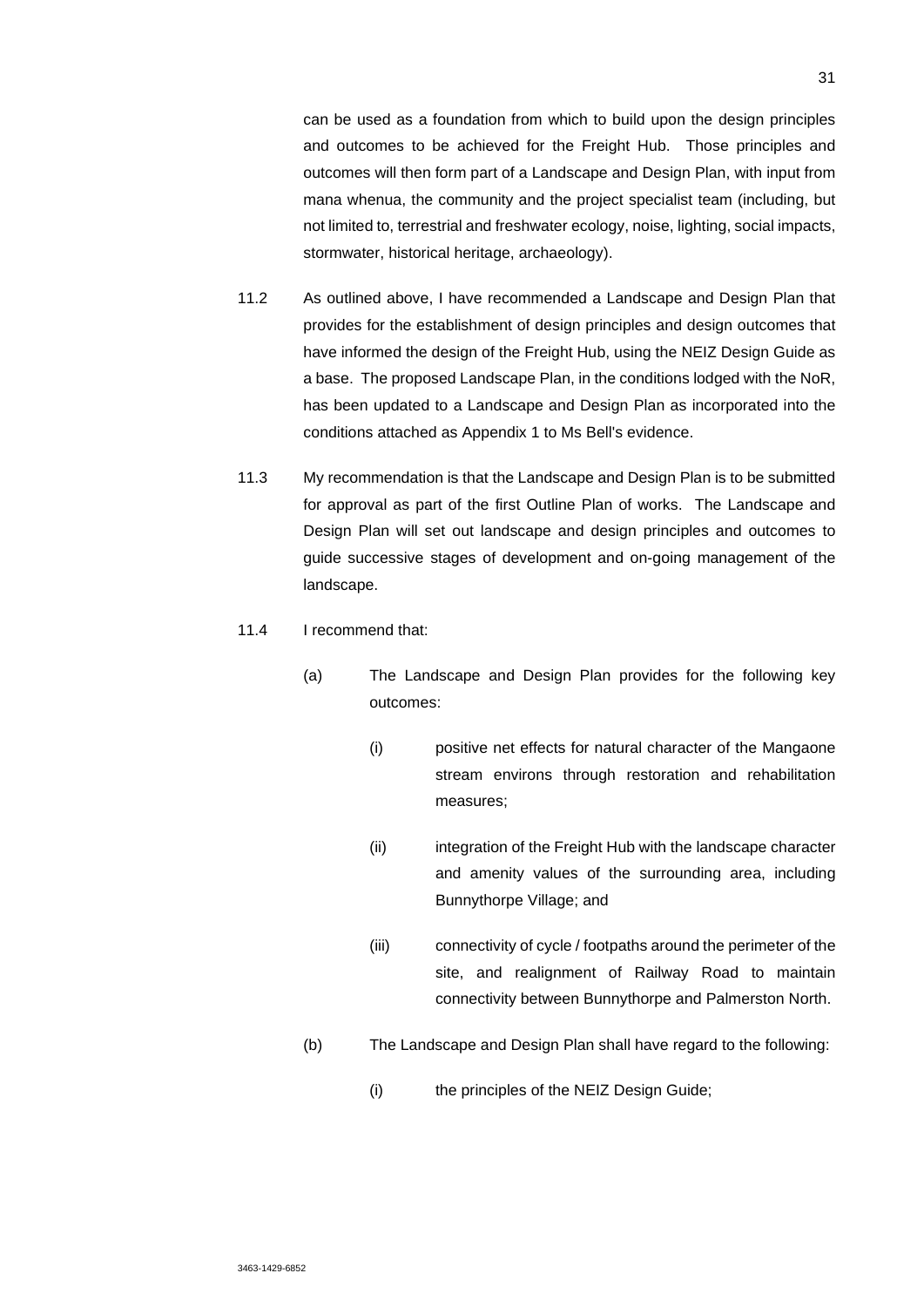can be used as a foundation from which to build upon the design principles and outcomes to be achieved for the Freight Hub. Those principles and outcomes will then form part of a Landscape and Design Plan, with input from mana whenua, the community and the project specialist team (including, but not limited to, terrestrial and freshwater ecology, noise, lighting, social impacts, stormwater, historical heritage, archaeology).

11.2 As outlined above, I have recommended a Landscape and Design Plan that provides for the establishment of design principles and design outcomes that have informed the design of the Freight Hub, using the NEIZ Design Guide as a base. The proposed Landscape Plan, in the conditions lodged with the NoR, has been updated to a Landscape and Design Plan as incorporated into the conditions attached as Appendix 1 to Ms Bell's evidence.

11.3 My recommendation is that the Landscape and Design Plan is to be submitted for approval as part of the first Outline Plan of works. The Landscape and Design Plan will set out landscape and design principles and outcomes to guide successive stages of development and on-going management of the landscape.

11.4 I recommend that:

(a) The Landscape and Design Plan provides for the following key outcomes:

(i) positive net effects for natural character of the Mangaone stream environs through restoration and rehabilitation measures;

(ii) integration of the Freight Hub with the landscape character and amenity values of the surrounding area, including Bunnythorpe Village; and

(iii) connectivity of cycle / footpaths around the perimeter of the site, and realignment of Railway Road to maintain connectivity between Bunnythorpe and Palmerston North.

(b) The Landscape and Design Plan shall have regard to the following:

(i) the principles of the NEIZ Design Guide;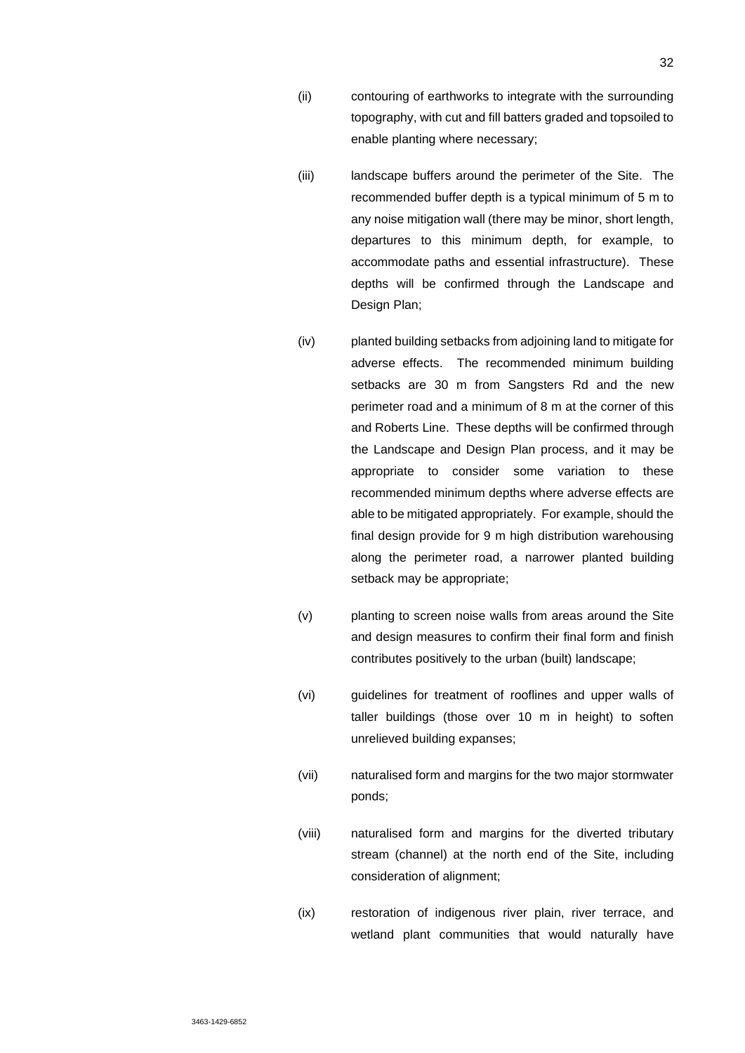(ii) contouring of earthworks to integrate with the surrounding topography, with cut and fill batters graded and topsoiled to enable planting where necessary;

(iii) landscape buffers around the perimeter of the Site. The recommended buffer depth is a typical minimum of 5 m to any noise mitigation wall (there may be minor, short length, departures to this minimum depth, for example, to accommodate paths and essential infrastructure). These depths will be confirmed through the Landscape and Design Plan;

(iv) planted building setbacks from adjoining land to mitigate for adverse effects. The recommended minimum building setbacks are 30 m from Sangsters Rd and the new perimeter road and a minimum of 8 m at the corner of this and Roberts Line. These depths will be confirmed through the Landscape and Design Plan process, and it may be appropriate to consider some variation to these recommended minimum depths where adverse effects are able to be mitigated appropriately. For example, should the final design provide for 9 m high distribution warehousing along the perimeter road, a narrower planted building setback may be appropriate;

(v) planting to screen noise walls from areas around the Site and design measures to confirm their final form and finish contributes positively to the urban (built) landscape;

(vi) guidelines for treatment of rooflines and upper walls of taller buildings (those over 10 m in height) to soften unrelieved building expanses;

(vii) naturalised form and margins for the two major stormwater ponds;

(viii) naturalised form and margins for the diverted tributary stream (channel) at the north end of the Site, including consideration of alignment;

(ix) restoration of indigenous river plain, river terrace, and wetland plant communities that would naturally have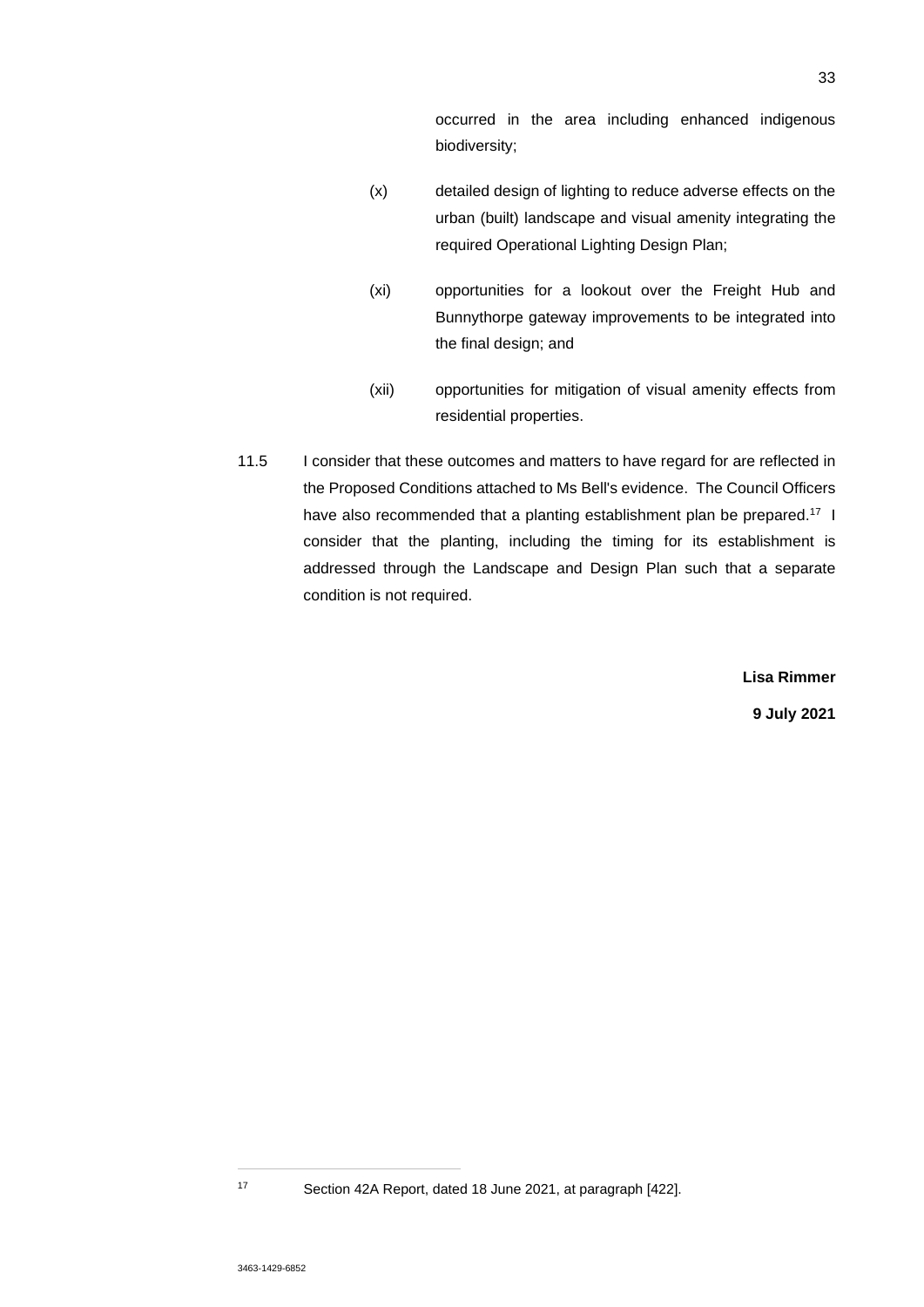occurred in the area including enhanced indigenous biodiversity;

(x) detailed design of lighting to reduce adverse effects on the urban (built) landscape and visual amenity integrating the required Operational Lighting Design Plan;

(xi) opportunities for a lookout over the Freight Hub and Bunnythorpe gateway improvements to be integrated into the final design; and

(xii) opportunities for mitigation of visual amenity effects from residential properties.

11.5 I consider that these outcomes and matters to have regard for are reflected in the Proposed Conditions attached to Ms Bell's evidence. The Council Officers have also recommended that a planting establishment plan be prepared.[17] I consider that the planting, including the timing for its establishment is addressed through the Landscape and Design Plan such that a separate condition is not required.

**Lisa Rimmer**

**9 July 2021**

---

[17] Section 42A Report, dated 18 June 2021, at paragraph [422].

3463-1429-6852